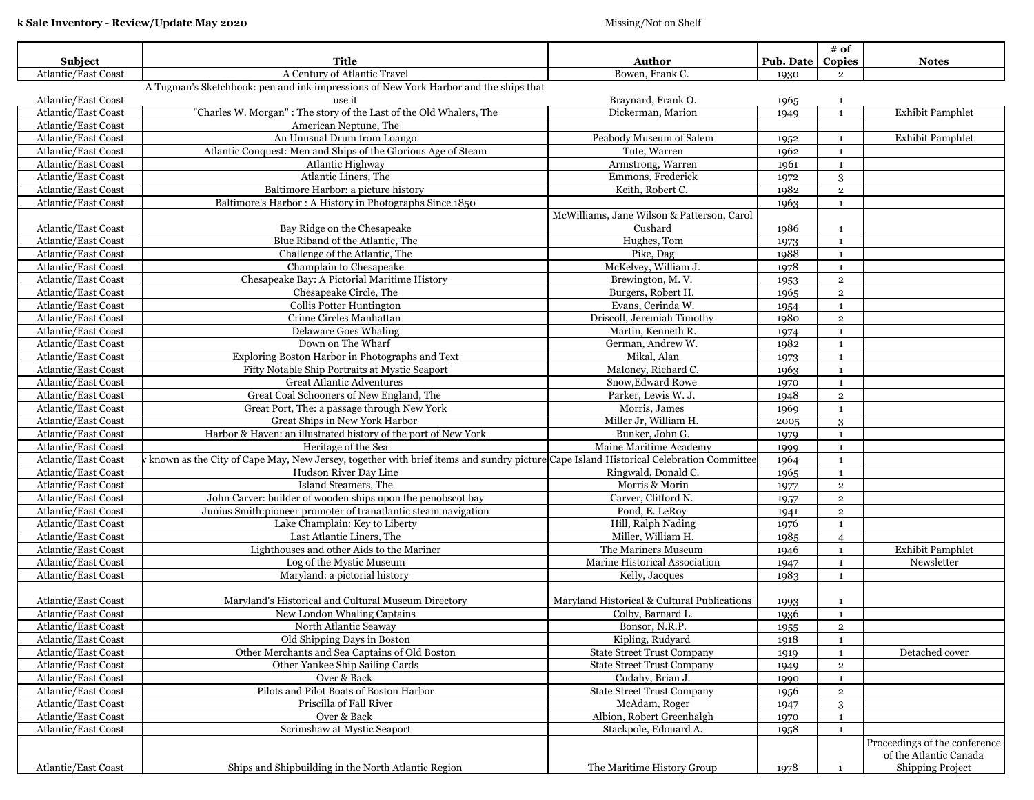**k Sale Inventory - Review/Update May 2020**

Missing/Not on Shelf

| Subject | Title | Author | Pub. Date | # of Copies | Notes |
|---|---|---|---|---|---|
| Atlantic/East Coast | A Century of Atlantic Travel | Bowen, Frank C. | 1930 | 2 | |
| Atlantic/East Coast | A Tugman's Sketchbook: pen and ink impressions of New York Harbor and the ships that use it | Braynard, Frank O. | 1965 | 1 | |
| Atlantic/East Coast | "Charles W. Morgan" : The story of the Last of the Old Whalers, The | Dickerman, Marion | 1949 | 1 | Exhibit Pamphlet |
| Atlantic/East Coast | American Neptune, The | | | | |
| Atlantic/East Coast | An Unusual Drum from Loango | Peabody Museum of Salem | 1952 | 1 | Exhibit Pamphlet |
| Atlantic/East Coast | Atlantic Conquest: Men and Ships of the Glorious Age of Steam | Tute, Warren | 1962 | 1 | |
| Atlantic/East Coast | Atlantic Highway | Armstrong, Warren | 1961 | 1 | |
| Atlantic/East Coast | Atlantic Liners, The | Emmons, Frederick | 1972 | 3 | |
| Atlantic/East Coast | Baltimore Harbor: a picture history | Keith, Robert C. | 1982 | 2 | |
| Atlantic/East Coast | Baltimore's Harbor : A History in Photographs Since 1850 | | 1963 | 1 | |
| Atlantic/East Coast | Bay Ridge on the Chesapeake | McWilliams, Jane Wilson & Patterson, Carol Cushard | 1986 | 1 | |
| Atlantic/East Coast | Blue Riband of the Atlantic, The | Hughes, Tom | 1973 | 1 | |
| Atlantic/East Coast | Challenge of the Atlantic, The | Pike, Dag | 1988 | 1 | |
| Atlantic/East Coast | Champlain to Chesapeake | McKelvey, William J. | 1978 | 1 | |
| Atlantic/East Coast | Chesapeake Bay: A Pictorial Maritime History | Brewington, M. V. | 1953 | 2 | |
| Atlantic/East Coast | Chesapeake Circle, The | Burgers, Robert H. | 1965 | 2 | |
| Atlantic/East Coast | Collis Potter Huntington | Evans, Cerinda W. | 1954 | 1 | |
| Atlantic/East Coast | Crime Circles Manhattan | Driscoll, Jeremiah Timothy | 1980 | 2 | |
| Atlantic/East Coast | Delaware Goes Whaling | Martin, Kenneth R. | 1974 | 1 | |
| Atlantic/East Coast | Down on The Wharf | German, Andrew W. | 1982 | 1 | |
| Atlantic/East Coast | Exploring Boston Harbor in Photographs and Text | Mikal, Alan | 1973 | 1 | |
| Atlantic/East Coast | Fifty Notable Ship Portraits at Mystic Seaport | Maloney, Richard C. | 1963 | 1 | |
| Atlantic/East Coast | Great Atlantic Adventures | Snow,Edward Rowe | 1970 | 1 | |
| Atlantic/East Coast | Great Coal Schooners of New England, The | Parker, Lewis W. J. | 1948 | 2 | |
| Atlantic/East Coast | Great Port, The: a passage through New York | Morris, James | 1969 | 1 | |
| Atlantic/East Coast | Great Ships in New York Harbor | Miller Jr, William H. | 2005 | 3 | |
| Atlantic/East Coast | Harbor & Haven: an illustrated history of the port of New York | Bunker, John G. | 1979 | 1 | |
| Atlantic/East Coast | Heritage of the Sea | Maine Maritime Academy | 1999 | 1 | |
| Atlantic/East Coast | known as the City of Cape May, New Jersey, together with brief items and sundry picture | Cape Island Historical Celebration Committee | 1964 | 1 | |
| Atlantic/East Coast | Hudson River Day Line | Ringwald, Donald C. | 1965 | 1 | |
| Atlantic/East Coast | Island Steamers, The | Morris & Morin | 1977 | 2 | |
| Atlantic/East Coast | John Carver: builder of wooden ships upon the penobscot bay | Carver, Clifford N. | 1957 | 2 | |
| Atlantic/East Coast | Junius Smith:pioneer promoter of tranatlantic steam navigation | Pond, E. LeRoy | 1941 | 2 | |
| Atlantic/East Coast | Lake Champlain: Key to Liberty | Hill, Ralph Nading | 1976 | 1 | |
| Atlantic/East Coast | Last Atlantic Liners, The | Miller, William H. | 1985 | 4 | |
| Atlantic/East Coast | Lighthouses and other Aids to the Mariner | The Mariners Museum | 1946 | 1 | Exhibit Pamphlet |
| Atlantic/East Coast | Log of the Mystic Museum | Marine Historical Association | 1947 | 1 | Newsletter |
| Atlantic/East Coast | Maryland: a pictorial history | Kelly, Jacques | 1983 | 1 | |
| Atlantic/East Coast | Maryland's Historical and Cultural Museum Directory | Maryland Historical & Cultural Publications | 1993 | 1 | |
| Atlantic/East Coast | New London Whaling Captains | Colby, Barnard L. | 1936 | 1 | |
| Atlantic/East Coast | North Atlantic Seaway | Bonsor, N.R.P. | 1955 | 2 | |
| Atlantic/East Coast | Old Shipping Days in Boston | Kipling, Rudyard | 1918 | 1 | |
| Atlantic/East Coast | Other Merchants and Sea Captains of Old Boston | State Street Trust Company | 1919 | 1 | Detached cover |
| Atlantic/East Coast | Other Yankee Ship Sailing Cards | State Street Trust Company | 1949 | 2 | |
| Atlantic/East Coast | Over & Back | Cudahy, Brian J. | 1990 | 1 | |
| Atlantic/East Coast | Pilots and Pilot Boats of Boston Harbor | State Street Trust Company | 1956 | 2 | |
| Atlantic/East Coast | Priscilla of Fall River | McAdam, Roger | 1947 | 3 | |
| Atlantic/East Coast | Over & Back | Albion, Robert Greenhalgh | 1970 | 1 | |
| Atlantic/East Coast | Scrimshaw at Mystic Seaport | Stackpole, Edouard A. | 1958 | 1 | |
| Atlantic/East Coast | Ships and Shipbuilding in the North Atlantic Region | The Maritime History Group | 1978 | 1 | Proceedings of the conference of the Atlantic Canada Shipping Project |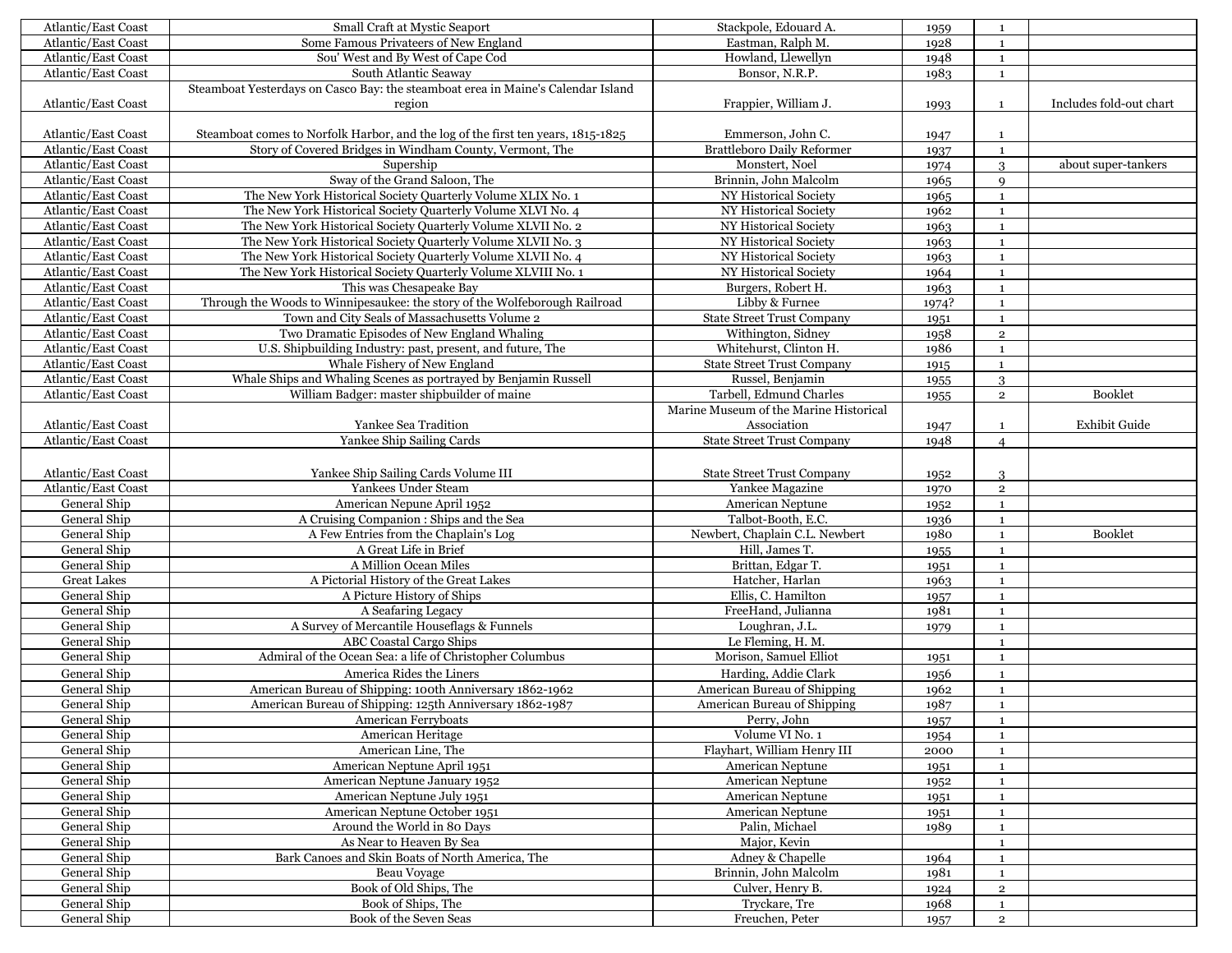| | | | | | |
|---|---|---|---|---|---|
| Atlantic/East Coast | Small Craft at Mystic Seaport | Stackpole, Edouard A. | 1959 | 1 | |
| Atlantic/East Coast | Some Famous Privateers of New England | Eastman, Ralph M. | 1928 | 1 | |
| Atlantic/East Coast | Sou' West and By West of Cape Cod | Howland, Llewellyn | 1948 | 1 | |
| Atlantic/East Coast | South Atlantic Seaway | Bonsor, N.R.P. | 1983 | 1 | |
| Atlantic/East Coast | Steamboat Yesterdays on Casco Bay: the steamboat erea in Maine's Calendar Island region | Frappier, William J. | 1993 | 1 | Includes fold-out chart |
| Atlantic/East Coast | Steamboat comes to Norfolk Harbor, and the log of the first ten years, 1815-1825 | Emmerson, John C. | 1947 | 1 | |
| Atlantic/East Coast | Story of Covered Bridges in Windham County, Vermont, The | Brattleboro Daily Reformer | 1937 | 1 | |
| Atlantic/East Coast | Supership | Monstert, Noel | 1974 | 3 | about super-tankers |
| Atlantic/East Coast | Sway of the Grand Saloon, The | Brinnin, John Malcolm | 1965 | 9 | |
| Atlantic/East Coast | The New York Historical Society Quarterly Volume XLIX No. 1 | NY Historical Society | 1965 | 1 | |
| Atlantic/East Coast | The New York Historical Society Quarterly Volume XLVI No. 4 | NY Historical Society | 1962 | 1 | |
| Atlantic/East Coast | The New York Historical Society Quarterly Volume XLVII No. 2 | NY Historical Society | 1963 | 1 | |
| Atlantic/East Coast | The New York Historical Society Quarterly Volume XLVII No. 3 | NY Historical Society | 1963 | 1 | |
| Atlantic/East Coast | The New York Historical Society Quarterly Volume XLVII No. 4 | NY Historical Society | 1963 | 1 | |
| Atlantic/East Coast | The New York Historical Society Quarterly Volume XLVIII No. 1 | NY Historical Society | 1964 | 1 | |
| Atlantic/East Coast | This was Chesapeake Bay | Burgers, Robert H. | 1963 | 1 | |
| Atlantic/East Coast | Through the Woods to Winnipesaukee: the story of the Wolfeborough Railroad | Libby & Furnee | 1974? | 1 | |
| Atlantic/East Coast | Town and City Seals of Massachusetts Volume 2 | State Street Trust Company | 1951 | 1 | |
| Atlantic/East Coast | Two Dramatic Episodes of New England Whaling | Withington, Sidney | 1958 | 2 | |
| Atlantic/East Coast | U.S. Shipbuilding Industry: past, present, and future, The | Whitehurst, Clinton H. | 1986 | 1 | |
| Atlantic/East Coast | Whale Fishery of New England | State Street Trust Company | 1915 | 1 | |
| Atlantic/East Coast | Whale Ships and Whaling Scenes as portrayed by Benjamin Russell | Russel, Benjamin | 1955 | 3 | |
| Atlantic/East Coast | William Badger: master shipbuilder of maine | Tarbell, Edmund Charles | 1955 | 2 | Booklet |
| Atlantic/East Coast | Yankee Sea Tradition | Marine Museum of the Marine Historical Association | 1947 | 1 | Exhibit Guide |
| Atlantic/East Coast | Yankee Ship Sailing Cards | State Street Trust Company | 1948 | 4 | |
| Atlantic/East Coast | Yankee Ship Sailing Cards Volume III | State Street Trust Company | 1952 | 3 | |
| Atlantic/East Coast | Yankees Under Steam | Yankee Magazine | 1970 | 2 | |
| General Ship | American Nepune April 1952 | American Neptune | 1952 | 1 | |
| General Ship | A Cruising Companion : Ships and the Sea | Talbot-Booth, E.C. | 1936 | 1 | |
| General Ship | A Few Entries from the Chaplain's Log | Newbert, Chaplain C.L. Newbert | 1980 | 1 | Booklet |
| General Ship | A Great Life in Brief | Hill, James T. | 1955 | 1 | |
| General Ship | A Million Ocean Miles | Brittan, Edgar T. | 1951 | 1 | |
| Great Lakes | A Pictorial History of the Great Lakes | Hatcher, Harlan | 1963 | 1 | |
| General Ship | A Picture History of Ships | Ellis, C. Hamilton | 1957 | 1 | |
| General Ship | A Seafaring Legacy | FreeHand, Julianna | 1981 | 1 | |
| General Ship | A Survey of Mercantile Houseflags & Funnels | Loughran, J.L. | 1979 | 1 | |
| General Ship | ABC Coastal Cargo Ships | Le Fleming, H. M. | | 1 | |
| General Ship | Admiral of the Ocean Sea: a life of Christopher Columbus | Morison, Samuel Elliot | 1951 | 1 | |
| General Ship | America Rides the Liners | Harding, Addie Clark | 1956 | 1 | |
| General Ship | American Bureau of Shipping: 100th Anniversary 1862-1962 | American Bureau of Shipping | 1962 | 1 | |
| General Ship | American Bureau of Shipping: 125th Anniversary 1862-1987 | American Bureau of Shipping | 1987 | 1 | |
| General Ship | American Ferryboats | Perry, John | 1957 | 1 | |
| General Ship | American Heritage | Volume VI No. 1 | 1954 | 1 | |
| General Ship | American Line, The | Flayhart, William Henry III | 2000 | 1 | |
| General Ship | American Neptune April 1951 | American Neptune | 1951 | 1 | |
| General Ship | American Neptune January 1952 | American Neptune | 1952 | 1 | |
| General Ship | American Neptune July 1951 | American Neptune | 1951 | 1 | |
| General Ship | American Neptune October 1951 | American Neptune | 1951 | 1 | |
| General Ship | Around the World in 80 Days | Palin, Michael | 1989 | 1 | |
| General Ship | As Near to Heaven By Sea | Major, Kevin | | 1 | |
| General Ship | Bark Canoes and Skin Boats of North America, The | Adney & Chapelle | 1964 | 1 | |
| General Ship | Beau Voyage | Brinnin, John Malcolm | 1981 | 1 | |
| General Ship | Book of Old Ships, The | Culver, Henry B. | 1924 | 2 | |
| General Ship | Book of Ships, The | Tryckare, Tre | 1968 | 1 | |
| General Ship | Book of the Seven Seas | Freuchen, Peter | 1957 | 2 | |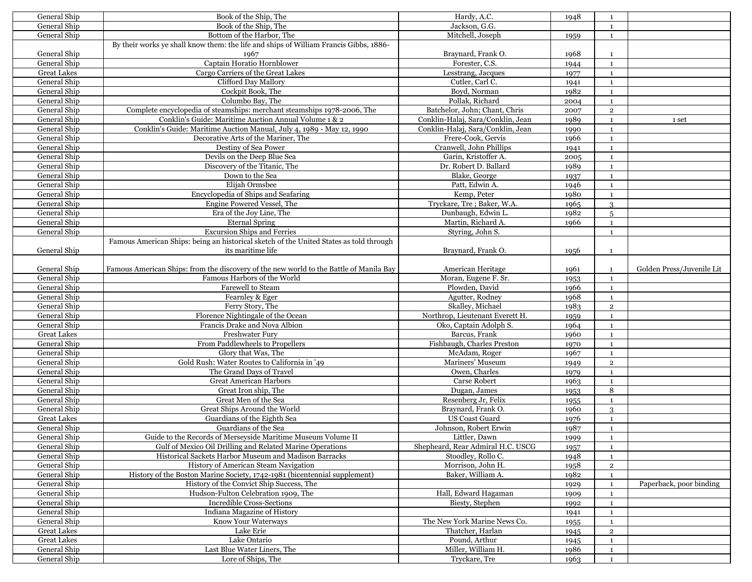| | | | | | |
|---|---|---|---|---|---|
| General Ship | Book of the Ship, The | Hardy, A.C. | 1948 | 1 | |
| General Ship | Book of the Ship, The | Jackson, G.G. | | 1 | |
| General Ship | Bottom of the Harbor, The | Mitchell, Joseph | 1959 | 1 | |
| General Ship | By their works ye shall know them: the life and ships of William Francis Gibbs, 1886-1967 | Braynard, Frank O. | 1968 | 1 | |
| General Ship | Captain Horatio Hornblower | Forester, C.S. | 1944 | 1 | |
| Great Lakes | Cargo Carriers of the Great Lakes | Lesstrang, Jacques | 1977 | 1 | |
| General Ship | Clifford Day Mallory | Cutler, Carl C. | 1941 | 1 | |
| General Ship | Cockpit Book, The | Boyd, Norman | 1982 | 1 | |
| General Ship | Columbo Bay, The | Pollak, Richard | 2004 | 1 | |
| General Ship | Complete encyclopedia of steamships: merchant steamships 1978-2006, The | Batchelor, John; Chant, Chris | 2007 | 2 | |
| General Ship | Conklin's Guide: Maritime Auction Annual Volume 1 & 2 | Conklin-Halaj, Sara/Conklin, Jean | 1989 | 1 | 1 set |
| General Ship | Conklin's Guide: Maritime Auction Manual, July 4, 1989 - May 12, 1990 | Conklin-Halaj, Sara/Conklin, Jean | 1990 | 1 | |
| General Ship | Decorative Arts of the Mariner, The | Frere-Cook, Gervis | 1966 | 1 | |
| General Ship | Destiny of Sea Power | Cranwell, John Phillips | 1941 | 1 | |
| General Ship | Devils on the Deep Blue Sea | Garin, Kristoffer A. | 2005 | 1 | |
| General Ship | Discovery of the Titanic, The | Dr. Robert D. Ballard | 1989 | 1 | |
| General Ship | Down to the Sea | Blake, George | 1937 | 1 | |
| General Ship | Elijah Ormsbee | Patt, Edwin A. | 1946 | 1 | |
| General Ship | Encyclopedia of Ships and Seafaring | Kemp, Peter | 1980 | 1 | |
| General Ship | Engine Powered Vessel, The | Tryckare, Tre ; Baker, W.A. | 1965 | 3 | |
| General Ship | Era of the Joy Line, The | Dunbaugh, Edwin L. | 1982 | 5 | |
| General Ship | Eternal Spring | Martin, Richard A. | 1966 | 1 | |
| General Ship | Excursion Ships and Ferries | Styring, John S. | | 1 | |
| General Ship | Famous American Ships: being an historical sketch of the United States as told through its maritime life | Braynard, Frank O. | 1956 | 1 | |
| General Ship | Famous American Ships: from the discovery of the new world to the Battle of Manila Bay | American Heritage | 1961 | 1 | Golden Press/Juvenile Lit |
| General Ship | Famous Harbors of the World | Moran, Eugene F. Sr. | 1953 | 1 | |
| General Ship | Farewell to Steam | Plowden, David | 1966 | 1 | |
| General Ship | Fearnley & Eger | Agutter, Rodney | 1968 | 1 | |
| General Ship | Ferry Story, The | Skalley, Michael | 1983 | 2 | |
| General Ship | Florence Nightingale of the Ocean | Northrop, Lieutenant Everett H. | 1959 | 1 | |
| General Ship | Francis Drake and Nova Albion | Oko, Captain Adolph S. | 1964 | 1 | |
| Great Lakes | Freshwater Fury | Barcus, Frank | 1960 | 1 | |
| General Ship | From Paddlewheels to Propellers | Fishbaugh, Charles Preston | 1970 | 1 | |
| General Ship | Glory that Was, The | McAdam, Roger | 1967 | 1 | |
| General Ship | Gold Rush: Water Routes to California in '49 | Mariners' Museum | 1949 | 2 | |
| General Ship | The Grand Days of Travel | Owen, Charles | 1979 | 1 | |
| General Ship | Great American Harbors | Carse Robert | 1963 | 1 | |
| General Ship | Great Iron ship, The | Dugan, James | 1953 | 8 | |
| General Ship | Great Men of the Sea | Resenberg Jr, Felix | 1955 | 1 | |
| General Ship | Great Ships Around the World | Braynard, Frank O. | 1960 | 3 | |
| Great Lakes | Guardians of the Eighth Sea | US Coast Guard | 1976 | 1 | |
| General Ship | Guardians of the Sea | Johnson, Robert Erwin | 1987 | 1 | |
| General Ship | Guide to the Records of Merseyside Maritime Museum Volume II | Littler, Dawn | 1999 | 1 | |
| General Ship | Gulf of Mexico Oil Drilling and Related Marine Operations | Shepheard, Rear Admiral H.C. USCG | 1957 | 1 | |
| General Ship | Historical Sackets Harbor Museum and Madison Barracks | Stoodley, Rollo C. | 1948 | 1 | |
| General Ship | History of American Steam Navigation | Morrison, John H. | 1958 | 2 | |
| General Ship | History of the Boston Marine Society, 1742-1981 (bicentennial supplement) | Baker, William A. | 1982 | 1 | |
| General Ship | History of the Convict Ship Success, The | | 1929 | 1 | Paperback, poor binding |
| General Ship | Hudson-Fulton Celebration 1909, The | Hall, Edward Hagaman | 1909 | 1 | |
| General Ship | Incredible Cross-Sections | Biesty, Stephen | 1992 | 1 | |
| General Ship | Indiana Magazine of History | | 1941 | 1 | |
| General Ship | Know Your Waterways | The New York Marine News Co. | 1955 | 1 | |
| Great Lakes | Lake Erie | Thatcher, Harlan | 1945 | 2 | |
| Great Lakes | Lake Ontario | Pound, Arthur | 1945 | 1 | |
| General Ship | Last Blue Water Liners, The | Miller, William H. | 1986 | 1 | |
| General Ship | Lore of Ships, The | Tryckare, Tre | 1963 | 1 | |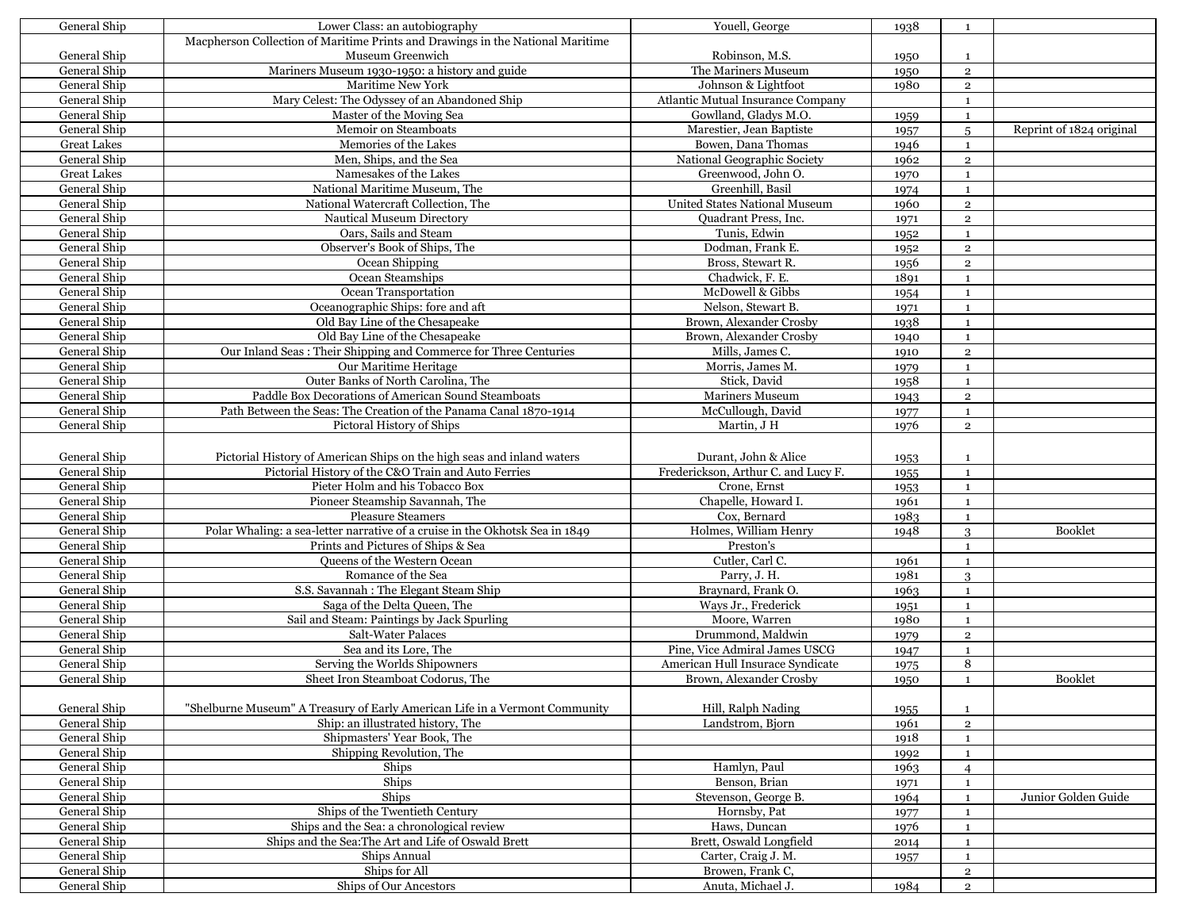| | | | | | |
|---|---|---|---|---|---|
| General Ship | Lower Class: an autobiography | Youell, George | 1938 | 1 | |
| General Ship | Macpherson Collection of Maritime Prints and Drawings in the National Maritime Museum Greenwich | Robinson, M.S. | 1950 | 1 | |
| General Ship | Mariners Museum 1930-1950: a history and guide | The Mariners Museum | 1950 | 2 | |
| General Ship | Maritime New York | Johnson & Lightfoot | 1980 | 2 | |
| General Ship | Mary Celest: The Odyssey of an Abandoned Ship | Atlantic Mutual Insurance Company | | 1 | |
| General Ship | Master of the Moving Sea | Gowlland, Gladys M.O. | 1959 | 1 | |
| General Ship | Memoir on Steamboats | Marestier, Jean Baptiste | 1957 | 5 | Reprint of 1824 original |
| Great Lakes | Memories of the Lakes | Bowen, Dana Thomas | 1946 | 1 | |
| General Ship | Men, Ships, and the Sea | National Geographic Society | 1962 | 2 | |
| Great Lakes | Namesakes of the Lakes | Greenwood, John O. | 1970 | 1 | |
| General Ship | National Maritime Museum, The | Greenhill, Basil | 1974 | 1 | |
| General Ship | National Watercraft Collection, The | United States National Museum | 1960 | 2 | |
| General Ship | Nautical Museum Directory | Quadrant Press, Inc. | 1971 | 2 | |
| General Ship | Oars, Sails and Steam | Tunis, Edwin | 1952 | 1 | |
| General Ship | Observer's Book of Ships, The | Dodman, Frank E. | 1952 | 2 | |
| General Ship | Ocean Shipping | Bross, Stewart R. | 1956 | 2 | |
| General Ship | Ocean Steamships | Chadwick, F. E. | 1891 | 1 | |
| General Ship | Ocean Transportation | McDowell & Gibbs | 1954 | 1 | |
| General Ship | Oceanographic Ships: fore and aft | Nelson, Stewart B. | 1971 | 1 | |
| General Ship | Old Bay Line of the Chesapeake | Brown, Alexander Crosby | 1938 | 1 | |
| General Ship | Old Bay Line of the Chesapeake | Brown, Alexander Crosby | 1940 | 1 | |
| General Ship | Our Inland Seas : Their Shipping and Commerce for Three Centuries | Mills, James C. | 1910 | 2 | |
| General Ship | Our Maritime Heritage | Morris, James M. | 1979 | 1 | |
| General Ship | Outer Banks of North Carolina, The | Stick, David | 1958 | 1 | |
| General Ship | Paddle Box Decorations of American Sound Steamboats | Mariners Museum | 1943 | 2 | |
| General Ship | Path Between the Seas: The Creation of the Panama Canal 1870-1914 | McCullough, David | 1977 | 1 | |
| General Ship | Pictoral History of Ships | Martin, J H | 1976 | 2 | |
| General Ship | Pictorial History of American Ships on the high seas and inland waters | Durant, John & Alice | 1953 | 1 | |
| General Ship | Pictorial History of the C&O Train and Auto Ferries | Frederickson, Arthur C. and Lucy F. | 1955 | 1 | |
| General Ship | Pieter Holm and his Tobacco Box | Crone, Ernst | 1953 | 1 | |
| General Ship | Pioneer Steamship Savannah, The | Chapelle, Howard I. | 1961 | 1 | |
| General Ship | Pleasure Steamers | Cox, Bernard | 1983 | 1 | |
| General Ship | Polar Whaling: a sea-letter narrative of a cruise in the Okhotsk Sea in 1849 | Holmes, William Henry | 1948 | 3 | Booklet |
| General Ship | Prints and Pictures of Ships & Sea | Preston's | | 1 | |
| General Ship | Queens of the Western Ocean | Cutler, Carl C. | 1961 | 1 | |
| General Ship | Romance of the Sea | Parry, J. H. | 1981 | 3 | |
| General Ship | S.S. Savannah : The Elegant Steam Ship | Braynard, Frank O. | 1963 | 1 | |
| General Ship | Saga of the Delta Queen, The | Ways Jr., Frederick | 1951 | 1 | |
| General Ship | Sail and Steam: Paintings by Jack Spurling | Moore, Warren | 1980 | 1 | |
| General Ship | Salt-Water Palaces | Drummond, Maldwin | 1979 | 2 | |
| General Ship | Sea and its Lore, The | Pine, Vice Admiral James USCG | 1947 | 1 | |
| General Ship | Serving the Worlds Shipowners | American Hull Insurace Syndicate | 1975 | 8 | |
| General Ship | Sheet Iron Steamboat Codorus, The | Brown, Alexander Crosby | 1950 | 1 | Booklet |
| General Ship | "Shelburne Museum" A Treasury of Early American Life in a Vermont Community | Hill, Ralph Nading | 1955 | 1 | |
| General Ship | Ship: an illustrated history, The | Landstrom, Bjorn | 1961 | 2 | |
| General Ship | Shipmasters' Year Book, The | | 1918 | 1 | |
| General Ship | Shipping Revolution, The | | 1992 | 1 | |
| General Ship | Ships | Hamlyn, Paul | 1963 | 4 | |
| General Ship | Ships | Benson, Brian | 1971 | 1 | |
| General Ship | Ships | Stevenson, George B. | 1964 | 1 | Junior Golden Guide |
| General Ship | Ships of the Twentieth Century | Hornsby, Pat | 1977 | 1 | |
| General Ship | Ships and the Sea: a chronological review | Haws, Duncan | 1976 | 1 | |
| General Ship | Ships and the Sea:The Art and Life of Oswald Brett | Brett, Oswald Longfield | 2014 | 1 | |
| General Ship | Ships Annual | Carter, Craig J. M. | 1957 | 1 | |
| General Ship | Ships for All | Browen, Frank C, | | 2 | |
| General Ship | Ships of Our Ancestors | Anuta, Michael J. | 1984 | 2 | |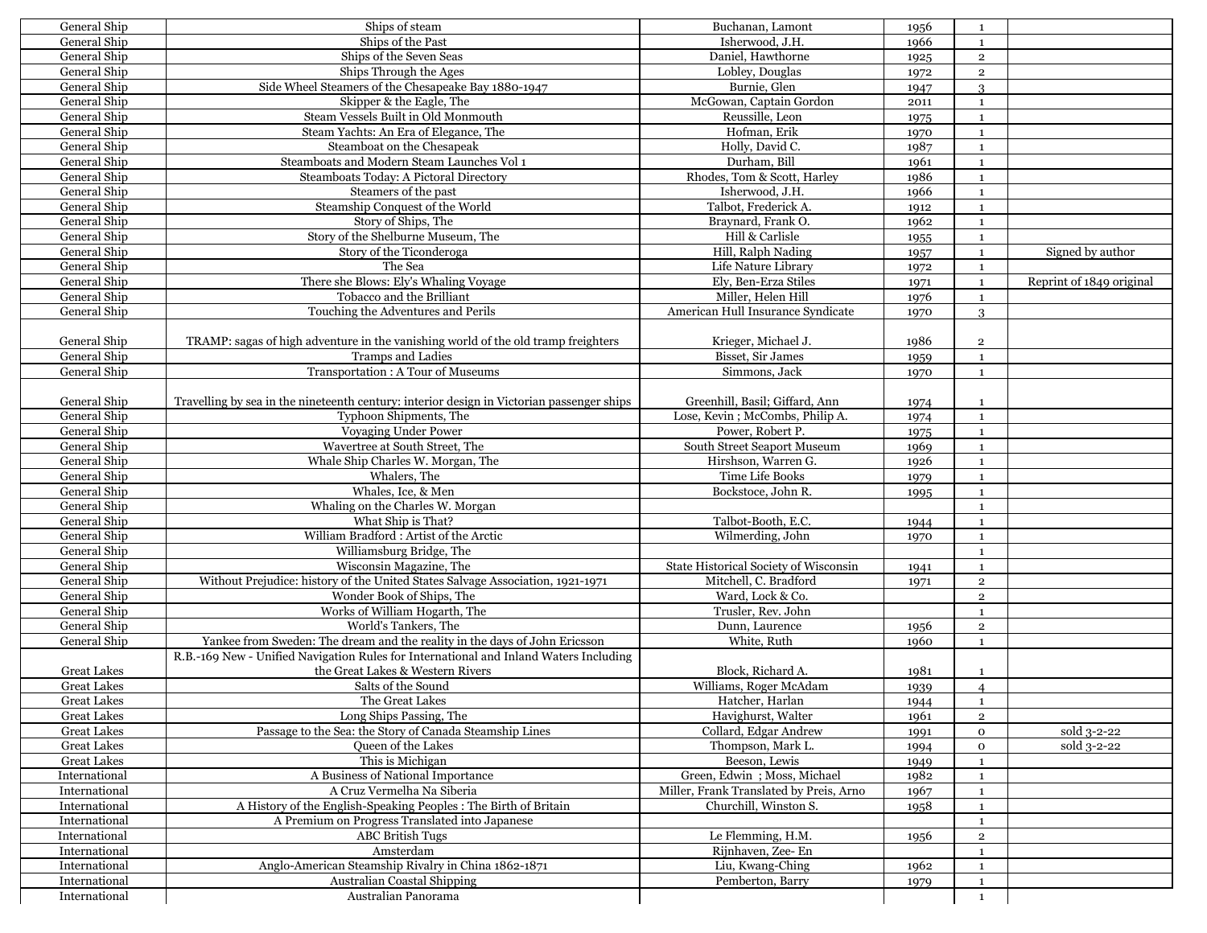| | | | | | |
|---|---|---|---|---|---|
| General Ship | Ships of steam | Buchanan, Lamont | 1956 | 1 | |
| General Ship | Ships of the Past | Isherwood, J.H. | 1966 | 1 | |
| General Ship | Ships of the Seven Seas | Daniel, Hawthorne | 1925 | 2 | |
| General Ship | Ships Through the Ages | Lobley, Douglas | 1972 | 2 | |
| General Ship | Side Wheel Steamers of the Chesapeake Bay 1880-1947 | Burnie, Glen | 1947 | 3 | |
| General Ship | Skipper & the Eagle, The | McGowan, Captain Gordon | 2011 | 1 | |
| General Ship | Steam Vessels Built in Old Monmouth | Reussille, Leon | 1975 | 1 | |
| General Ship | Steam Yachts: An Era of Elegance, The | Hofman, Erik | 1970 | 1 | |
| General Ship | Steamboat on the Chesapeak | Holly, David C. | 1987 | 1 | |
| General Ship | Steamboats and Modern Steam Launches Vol 1 | Durham, Bill | 1961 | 1 | |
| General Ship | Steamboats Today: A Pictoral Directory | Rhodes, Tom & Scott, Harley | 1986 | 1 | |
| General Ship | Steamers of the past | Isherwood, J.H. | 1966 | 1 | |
| General Ship | Steamship Conquest of the World | Talbot, Frederick A. | 1912 | 1 | |
| General Ship | Story of Ships, The | Braynard, Frank O. | 1962 | 1 | |
| General Ship | Story of the Shelburne Museum, The | Hill & Carlisle | 1955 | 1 | |
| General Ship | Story of the Ticonderoga | Hill, Ralph Nading | 1957 | 1 | Signed by author |
| General Ship | The Sea | Life Nature Library | 1972 | 1 | |
| General Ship | There she Blows: Ely's Whaling Voyage | Ely, Ben-Erza Stiles | 1971 | 1 | Reprint of 1849 original |
| General Ship | Tobacco and the Brilliant | Miller, Helen Hill | 1976 | 1 | |
| General Ship | Touching the Adventures and Perils | American Hull Insurance Syndicate | 1970 | 3 | |
| General Ship | TRAMP: sagas of high adventure in the vanishing world of the old tramp freighters | Krieger, Michael J. | 1986 | 2 | |
| General Ship | Tramps and Ladies | Bisset, Sir James | 1959 | 1 | |
| General Ship | Transportation : A Tour of Museums | Simmons, Jack | 1970 | 1 | |
| General Ship | Travelling by sea in the nineteenth century: interior design in Victorian passenger ships | Greenhill, Basil; Giffard, Ann | 1974 | 1 | |
| General Ship | Typhoon Shipments, The | Lose, Kevin ; McCombs, Philip A. | 1974 | 1 | |
| General Ship | Voyaging Under Power | Power, Robert P. | 1975 | 1 | |
| General Ship | Wavertree at South Street, The | South Street Seaport Museum | 1969 | 1 | |
| General Ship | Whale Ship Charles W. Morgan, The | Hirshson, Warren G. | 1926 | 1 | |
| General Ship | Whalers, The | Time Life Books | 1979 | 1 | |
| General Ship | Whales, Ice, & Men | Bockstoce, John R. | 1995 | 1 | |
| General Ship | Whaling on the Charles W. Morgan | | | 1 | |
| General Ship | What Ship is That? | Talbot-Booth, E.C. | 1944 | 1 | |
| General Ship | William Bradford : Artist of the Arctic | Wilmerding, John | 1970 | 1 | |
| General Ship | Williamsburg Bridge, The | | | 1 | |
| General Ship | Wisconsin Magazine, The | State Historical Society of Wisconsin | 1941 | 1 | |
| General Ship | Without Prejudice: history of the United States Salvage Association, 1921-1971 | Mitchell, C. Bradford | 1971 | 2 | |
| General Ship | Wonder Book of Ships, The | Ward, Lock & Co. | | 2 | |
| General Ship | Works of William Hogarth, The | Trusler, Rev. John | | 1 | |
| General Ship | World's Tankers, The | Dunn, Laurence | 1956 | 2 | |
| General Ship | Yankee from Sweden: The dream and the reality in the days of John Ericsson | White, Ruth | 1960 | 1 | |
| Great Lakes | R.B.-169 New - Unified Navigation Rules for International and Inland Waters Including the Great Lakes & Western Rivers | Block, Richard A. | 1981 | 1 | |
| Great Lakes | Salts of the Sound | Williams, Roger McAdam | 1939 | 4 | |
| Great Lakes | The Great Lakes | Hatcher, Harlan | 1944 | 1 | |
| Great Lakes | Long Ships Passing, The | Havighurst, Walter | 1961 | 2 | |
| Great Lakes | Passage to the Sea: the Story of Canada Steamship Lines | Collard, Edgar Andrew | 1991 | 0 | sold 3-2-22 |
| Great Lakes | Queen of the Lakes | Thompson, Mark L. | 1994 | 0 | sold 3-2-22 |
| Great Lakes | This is Michigan | Beeson, Lewis | 1949 | 1 | |
| International | A Business of National Importance | Green, Edwin ; Moss, Michael | 1982 | 1 | |
| International | A Cruz Vermelha Na Siberia | Miller, Frank Translated by Preis, Arno | 1967 | 1 | |
| International | A History of the English-Speaking Peoples : The Birth of Britain | Churchill, Winston S. | 1958 | 1 | |
| International | A Premium on Progress Translated into Japanese | | | 1 | |
| International | ABC British Tugs | Le Flemming, H.M. | 1956 | 2 | |
| International | Amsterdam | Rijnhaven, Zee- En | | 1 | |
| International | Anglo-American Steamship Rivalry in China 1862-1871 | Liu, Kwang-Ching | 1962 | 1 | |
| International | Australian Coastal Shipping | Pemberton, Barry | 1979 | 1 | |
| International | Australian Panorama | | | 1 | |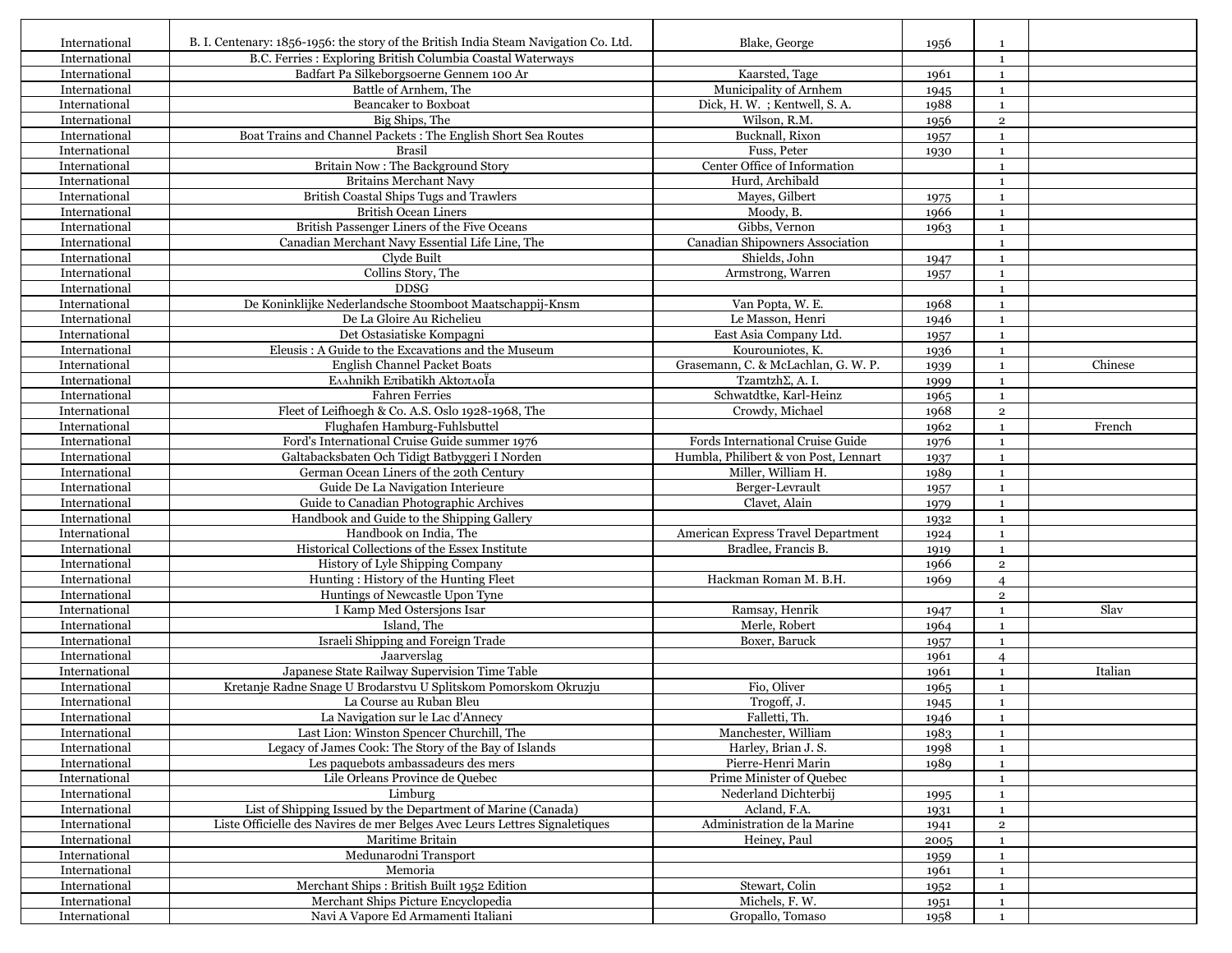| | | | | | |
|---|---|---|---|---|---|
| International | B. I. Centenary: 1856-1956: the story of the British India Steam Navigation Co. Ltd. | Blake, George | 1956 | 1 | |
| International | B.C. Ferries : Exploring British Columbia Coastal Waterways | | | 1 | |
| International | Badfart Pa Silkeborgsoerne Gennem 100 Ar | Kaarsted, Tage | 1961 | 1 | |
| International | Battle of Arnhem, The | Municipality of Arnhem | 1945 | 1 | |
| International | Beancaker to Boxboat | Dick, H. W. ; Kentwell, S. A. | 1988 | 1 | |
| International | Big Ships, The | Wilson, R.M. | 1956 | 2 | |
| International | Boat Trains and Channel Packets : The English Short Sea Routes | Bucknall, Rixon | 1957 | 1 | |
| International | Brasil | Fuss, Peter | 1930 | 1 | |
| International | Britain Now : The Background Story | Center Office of Information | | 1 | |
| International | Britains Merchant Navy | Hurd, Archibald | | 1 | |
| International | British Coastal Ships Tugs and Trawlers | Mayes, Gilbert | 1975 | 1 | |
| International | British Ocean Liners | Moody, B. | 1966 | 1 | |
| International | British Passenger Liners of the Five Oceans | Gibbs, Vernon | 1963 | 1 | |
| International | Canadian Merchant Navy Essential Life Line, The | Canadian Shipowners Association | | 1 | |
| International | Clyde Built | Shields, John | 1947 | 1 | |
| International | Collins Story, The | Armstrong, Warren | 1957 | 1 | |
| International | DDSG | | | 1 | |
| International | De Koninklijke Nederlandsche Stoomboot Maatschappij-Knsm | Van Popta, W. E. | 1968 | 1 | |
| International | De La Gloire Au Richelieu | Le Masson, Henri | 1946 | 1 | |
| International | Det Ostasiatiske Kompagni | East Asia Company Ltd. | 1957 | 1 | |
| International | Eleusis : A Guide to the Excavations and the Museum | Kourouniotes, K. | 1936 | 1 | |
| International | English Channel Packet Boats | Grasemann, C. & McLachlan, G. W. P. | 1939 | 1 | Chinese |
| International | Ελλhnikh Eπibatikh AκtoπλoΪa | TzamtzhΣ, A. I. | 1999 | 1 | |
| International | Fahren Ferries | Schwatdtke, Karl-Heinz | 1965 | 1 | |
| International | Fleet of Leifhoegh & Co. A.S. Oslo 1928-1968, The | Crowdy, Michael | 1968 | 2 | |
| International | Flughafen Hamburg-Fuhlsbuttel | | 1962 | 1 | French |
| International | Ford's International Cruise Guide summer 1976 | Fords International Cruise Guide | 1976 | 1 | |
| International | Galtabacksbaten Och Tidigt Batbyggeri I Norden | Humbla, Philibert & von Post, Lennart | 1937 | 1 | |
| International | German Ocean Liners of the 20th Century | Miller, William H. | 1989 | 1 | |
| International | Guide De La Navigation Interieure | Berger-Levrault | 1957 | 1 | |
| International | Guide to Canadian Photographic Archives | Clavet, Alain | 1979 | 1 | |
| International | Handbook and Guide to the Shipping Gallery | | 1932 | 1 | |
| International | Handbook on India, The | American Express Travel Department | 1924 | 1 | |
| International | Historical Collections of the Essex Institute | Bradlee, Francis B. | 1919 | 1 | |
| International | History of Lyle Shipping Company | | 1966 | 2 | |
| International | Hunting : History of the Hunting Fleet | Hackman Roman M. B.H. | 1969 | 4 | |
| International | Huntings of Newcastle Upon Tyne | | | 2 | |
| International | I Kamp Med Ostersjons Isar | Ramsay, Henrik | 1947 | 1 | Slav |
| International | Island, The | Merle, Robert | 1964 | 1 | |
| International | Israeli Shipping and Foreign Trade | Boxer, Baruck | 1957 | 1 | |
| International | Jaarverslag | | 1961 | 4 | |
| International | Japanese State Railway Supervision Time Table | | 1961 | 1 | Italian |
| International | Kretanje Radne Snage U Brodarstvu U Splitskom Pomorskom Okruzju | Fio, Oliver | 1965 | 1 | |
| International | La Course au Ruban Bleu | Trogoff, J. | 1945 | 1 | |
| International | La Navigation sur le Lac d'Annecy | Falletti, Th. | 1946 | 1 | |
| International | Last Lion: Winston Spencer Churchill, The | Manchester, William | 1983 | 1 | |
| International | Legacy of James Cook: The Story of the Bay of Islands | Harley, Brian J. S. | 1998 | 1 | |
| International | Les paquebots ambassadeurs des mers | Pierre-Henri Marin | 1989 | 1 | |
| International | Lile Orleans Province de Quebec | Prime Minister of Quebec | | 1 | |
| International | Limburg | Nederland Dichterbij | 1995 | 1 | |
| International | List of Shipping Issued by the Department of Marine (Canada) | Acland, F.A. | 1931 | 1 | |
| International | Liste Officielle des Navires de mer Belges Avec Leurs Lettres Signaletiques | Administration de la Marine | 1941 | 2 | |
| International | Maritime Britain | Heiney, Paul | 2005 | 1 | |
| International | Medunarodni Transport | | 1959 | 1 | |
| International | Memoria | | 1961 | 1 | |
| International | Merchant Ships : British Built 1952 Edition | Stewart, Colin | 1952 | 1 | |
| International | Merchant Ships Picture Encyclopedia | Michels, F. W. | 1951 | 1 | |
| International | Navi A Vapore Ed Armamenti Italiani | Gropallo, Tomaso | 1958 | 1 | |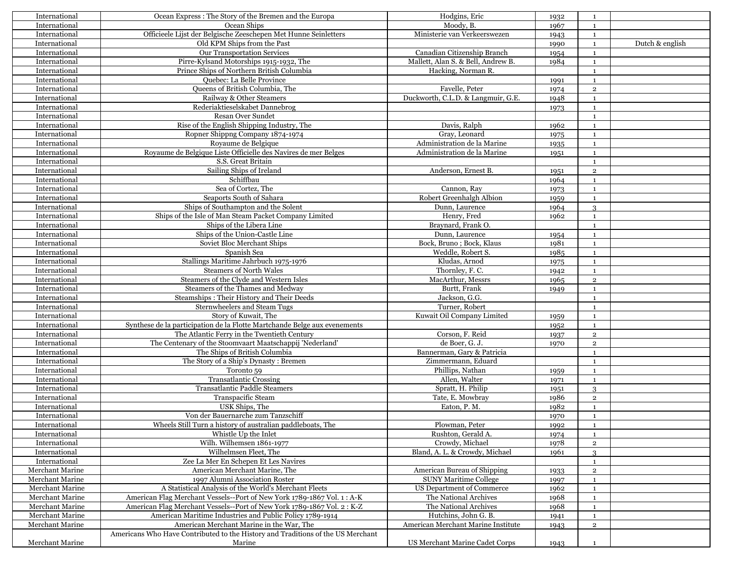| | | | | | |
|---|---|---|---|---|---|
| International | Ocean Express : The Story of the Bremen and the Europa | Hodgins, Eric | 1932 | 1 | |
| International | Ocean Ships | Moody, B. | 1967 | 1 | |
| International | Officieele Lijst der Belgische Zeeschepen Met Hunne Seinletters | Ministerie van Verkeerswezen | 1943 | 1 | |
| International | Old KPM Ships from the Past | | 1990 | 1 | Dutch & english |
| International | Our Transportation Services | Canadian Citizenship Branch | 1954 | 1 | |
| International | Pirre-Kylsand Motorships 1915-1932, The | Mallett, Alan S. & Bell, Andrew B. | 1984 | 1 | |
| International | Prince Ships of Northern British Columbia | Hacking, Norman R. | | 1 | |
| International | Quebec: La Belle Province | | 1991 | 1 | |
| International | Queens of British Columbia, The | Favelle, Peter | 1974 | 2 | |
| International | Railway & Other Steamers | Duckworth, C.L.D. & Langmuir, G.E. | 1948 | 1 | |
| International | Rederiaktieselskabet Dannebrog | | 1973 | 1 | |
| International | Resan Over Sundet | | | 1 | |
| International | Rise of the English Shipping Industry, The | Davis, Ralph | 1962 | 1 | |
| International | Ropner Shippng Company 1874-1974 | Gray, Leonard | 1975 | 1 | |
| International | Royaume de Belgique | Administration de la Marine | 1935 | 1 | |
| International | Royaume de Belgique Liste Officielle des Navires de mer Belges | Administration de la Marine | 1951 | 1 | |
| International | S.S. Great Britain | | | 1 | |
| International | Sailing Ships of Ireland | Anderson, Ernest B. | 1951 | 2 | |
| International | Schiffbau | | 1964 | 1 | |
| International | Sea of Cortez, The | Cannon, Ray | 1973 | 1 | |
| International | Seaports South of Sahara | Robert Greenhalgh Albion | 1959 | 1 | |
| International | Ships of Southampton and the Solent | Dunn, Laurence | 1964 | 3 | |
| International | Ships of the Isle of Man Steam Packet Company Limited | Henry, Fred | 1962 | 1 | |
| International | Ships of the Libera Line | Braynard, Frank O. | | 1 | |
| International | Ships of the Union-Castle Line | Dunn, Laurence | 1954 | 1 | |
| International | Soviet Bloc Merchant Ships | Bock, Bruno ; Bock, Klaus | 1981 | 1 | |
| International | Spanish Sea | Weddle, Robert S. | 1985 | 1 | |
| International | Stallings Maritime Jahrbuch 1975-1976 | Kludas, Arnod | 1975 | 1 | |
| International | Steamers of North Wales | Thornley, F. C. | 1942 | 1 | |
| International | Steamers of the Clyde and Western Isles | MacArthur, Messrs | 1965 | 2 | |
| International | Steamers of the Thames and Medway | Burtt, Frank | 1949 | 1 | |
| International | Steamships : Their History and Their Deeds | Jackson, G.G. | | 1 | |
| International | Sternwheelers and Steam Tugs | Turner, Robert | | 1 | |
| International | Story of Kuwait, The | Kuwait Oil Company Limited | 1959 | 1 | |
| International | Synthese de la participation de la Flotte Martchande Belge aux evenements | | 1952 | 1 | |
| International | The Atlantic Ferry in the Twentieth Century | Corson, F. Reid | 1937 | 2 | |
| International | The Centenary of the Stoomvaart Maatschappij 'Nederland' | de Boer, G. J. | 1970 | 2 | |
| International | The Ships of British Columbia | Bannerman, Gary & Patricia | | 1 | |
| International | The Story of a Ship's Dynasty : Bremen | Zimmermann, Eduard | | 1 | |
| International | Toronto 59 | Phillips, Nathan | 1959 | 1 | |
| International | Transatlantic Crossing | Allen, Walter | 1971 | 1 | |
| International | Transatlantic Paddle Steamers | Spratt, H. Philip | 1951 | 3 | |
| International | Transpacific Steam | Tate, E. Mowbray | 1986 | 2 | |
| International | USK Ships, The | Eaton, P. M. | 1982 | 1 | |
| International | Von der Bauernarche zum Tanzschiff | | 1970 | 1 | |
| International | Wheels Still Turn a history of australian paddleboats, The | Plowman, Peter | 1992 | 1 | |
| International | Whistle Up the Inlet | Rushton, Gerald A. | 1974 | 1 | |
| International | Wilh. Wilhemsen 1861-1977 | Crowdy, Michael | 1978 | 2 | |
| International | Wilhelmsen Fleet, The | Bland, A. L. & Crowdy, Michael | 1961 | 3 | |
| International | Zee La Mer En Schepen Et Les Navires | | | 1 | |
| Merchant Marine | American Merchant Marine, The | American Bureau of Shipping | 1933 | 2 | |
| Merchant Marine | 1997 Alumni Association Roster | SUNY Maritime College | 1997 | 1 | |
| Merchant Marine | A Statistical Analysis of the World's Merchant Fleets | US Department of Commerce | 1962 | 1 | |
| Merchant Marine | American Flag Merchant Vessels--Port of New York 1789-1867 Vol. 1 : A-K | The National Archives | 1968 | 1 | |
| Merchant Marine | American Flag Merchant Vessels--Port of New York 1789-1867 Vol. 2 : K-Z | The National Archives | 1968 | 1 | |
| Merchant Marine | American Maritime Industries and Public Policy 1789-1914 | Hutchins, John G. B. | 1941 | 1 | |
| Merchant Marine | American Merchant Marine in the War, The | American Merchant Marine Institute | 1943 | 2 | |
| Merchant Marine | Americans Who Have Contributed to the History and Traditions of the US Merchant Marine | US Merchant Marine Cadet Corps | 1943 | 1 | |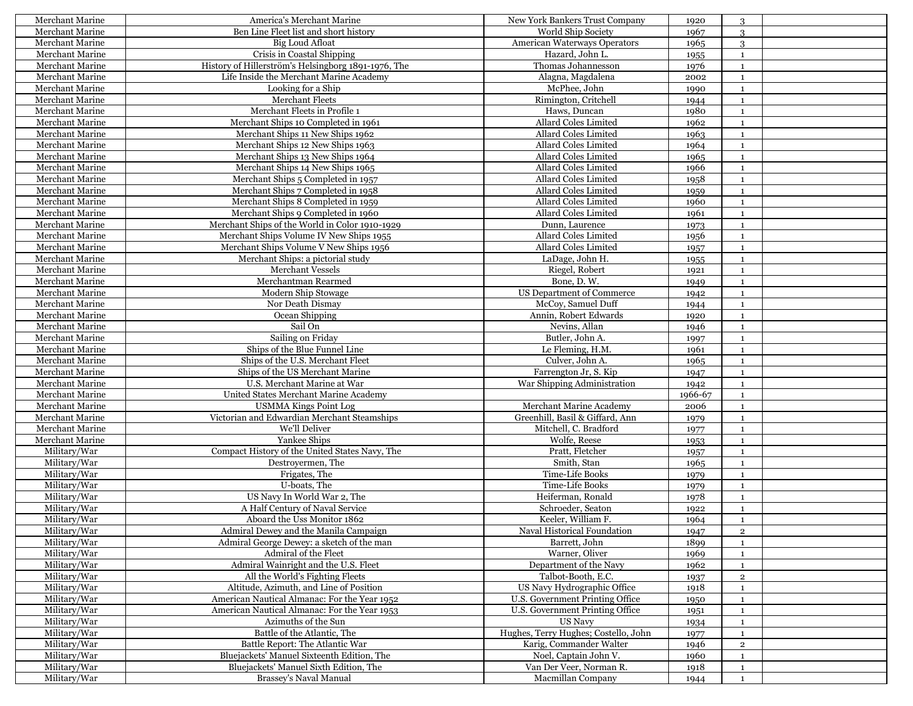| Merchant Marine | America's Merchant Marine | New York Bankers Trust Company | 1920 | 3 | |
|---|---|---|---|---|---|
| Merchant Marine | Ben Line Fleet list and short history | World Ship Society | 1967 | 3 | |
| Merchant Marine | Big Loud Afloat | American Waterways Operators | 1965 | 3 | |
| Merchant Marine | Crisis in Coastal Shipping | Hazard, John L. | 1955 | 1 | |
| Merchant Marine | History of Hillerström's Helsingborg 1891-1976, The | Thomas Johannesson | 1976 | 1 | |
| Merchant Marine | Life Inside the Merchant Marine Academy | Alagna, Magdalena | 2002 | 1 | |
| Merchant Marine | Looking for a Ship | McPhee, John | 1990 | 1 | |
| Merchant Marine | Merchant Fleets | Rimington, Critchell | 1944 | 1 | |
| Merchant Marine | Merchant Fleets in Profile 1 | Haws, Duncan | 1980 | 1 | |
| Merchant Marine | Merchant Ships 10 Completed in 1961 | Allard Coles Limited | 1962 | 1 | |
| Merchant Marine | Merchant Ships 11 New Ships 1962 | Allard Coles Limited | 1963 | 1 | |
| Merchant Marine | Merchant Ships 12 New Ships 1963 | Allard Coles Limited | 1964 | 1 | |
| Merchant Marine | Merchant Ships 13 New Ships 1964 | Allard Coles Limited | 1965 | 1 | |
| Merchant Marine | Merchant Ships 14 New Ships 1965 | Allard Coles Limited | 1966 | 1 | |
| Merchant Marine | Merchant Ships 5 Completed in 1957 | Allard Coles Limited | 1958 | 1 | |
| Merchant Marine | Merchant Ships 7 Completed in 1958 | Allard Coles Limited | 1959 | 1 | |
| Merchant Marine | Merchant Ships 8 Completed in 1959 | Allard Coles Limited | 1960 | 1 | |
| Merchant Marine | Merchant Ships 9 Completed in 1960 | Allard Coles Limited | 1961 | 1 | |
| Merchant Marine | Merchant Ships of the World in Color 1910-1929 | Dunn, Laurence | 1973 | 1 | |
| Merchant Marine | Merchant Ships Volume IV New Ships 1955 | Allard Coles Limited | 1956 | 1 | |
| Merchant Marine | Merchant Ships Volume V New Ships 1956 | Allard Coles Limited | 1957 | 1 | |
| Merchant Marine | Merchant Ships: a pictorial study | LaDage, John H. | 1955 | 1 | |
| Merchant Marine | Merchant Vessels | Riegel, Robert | 1921 | 1 | |
| Merchant Marine | Merchantman Rearmed | Bone, D. W. | 1949 | 1 | |
| Merchant Marine | Modern Ship Stowage | US Department of Commerce | 1942 | 1 | |
| Merchant Marine | Nor Death Dismay | McCoy, Samuel Duff | 1944 | 1 | |
| Merchant Marine | Ocean Shipping | Annin, Robert Edwards | 1920 | 1 | |
| Merchant Marine | Sail On | Nevins, Allan | 1946 | 1 | |
| Merchant Marine | Sailing on Friday | Butler, John A. | 1997 | 1 | |
| Merchant Marine | Ships of the Blue Funnel Line | Le Fleming, H.M. | 1961 | 1 | |
| Merchant Marine | Ships of the U.S. Merchant Fleet | Culver, John A. | 1965 | 1 | |
| Merchant Marine | Ships of the US Merchant Marine | Farrengton Jr, S. Kip | 1947 | 1 | |
| Merchant Marine | U.S. Merchant Marine at War | War Shipping Administration | 1942 | 1 | |
| Merchant Marine | United States Merchant Marine Academy | | 1966-67 | 1 | |
| Merchant Marine | USMMA Kings Point Log | Merchant Marine Academy | 2006 | 1 | |
| Merchant Marine | Victorian and Edwardian Merchant Steamships | Greenhill, Basil & Giffard, Ann | 1979 | 1 | |
| Merchant Marine | We'll Deliver | Mitchell, C. Bradford | 1977 | 1 | |
| Merchant Marine | Yankee Ships | Wolfe, Reese | 1953 | 1 | |
| Military/War | Compact History of the United States Navy, The | Pratt, Fletcher | 1957 | 1 | |
| Military/War | Destroyermen, The | Smith, Stan | 1965 | 1 | |
| Military/War | Frigates, The | Time-Life Books | 1979 | 1 | |
| Military/War | U-boats, The | Time-Life Books | 1979 | 1 | |
| Military/War | US Navy In World War 2, The | Heiferman, Ronald | 1978 | 1 | |
| Military/War | A Half Century of Naval Service | Schroeder, Seaton | 1922 | 1 | |
| Military/War | Aboard the Uss Monitor 1862 | Keeler, William F. | 1964 | 1 | |
| Military/War | Admiral Dewey and the Manila Campaign | Naval Historical Foundation | 1947 | 2 | |
| Military/War | Admiral George Dewey: a sketch of the man | Barrett, John | 1899 | 1 | |
| Military/War | Admiral of the Fleet | Warner, Oliver | 1969 | 1 | |
| Military/War | Admiral Wainright and the U.S. Fleet | Department of the Navy | 1962 | 1 | |
| Military/War | All the World's Fighting Fleets | Talbot-Booth, E.C. | 1937 | 2 | |
| Military/War | Altitude, Azimuth, and Line of Position | US Navy Hydrographic Office | 1918 | 1 | |
| Military/War | American Nautical Almanac: For the Year 1952 | U.S. Government Printing Office | 1950 | 1 | |
| Military/War | American Nautical Almanac: For the Year 1953 | U.S. Government Printing Office | 1951 | 1 | |
| Military/War | Azimuths of the Sun | US Navy | 1934 | 1 | |
| Military/War | Battle of the Atlantic, The | Hughes, Terry Hughes; Costello, John | 1977 | 1 | |
| Military/War | Battle Report: The Atlantic War | Karig, Commander Walter | 1946 | 2 | |
| Military/War | Bluejackets' Manuel Sixteenth Edition, The | Noel, Captain John V. | 1960 | 1 | |
| Military/War | Bluejackets' Manuel Sixth Edition, The | Van Der Veer, Norman R. | 1918 | 1 | |
| Military/War | Brassey's Naval Manual | Macmillan Company | 1944 | 1 | |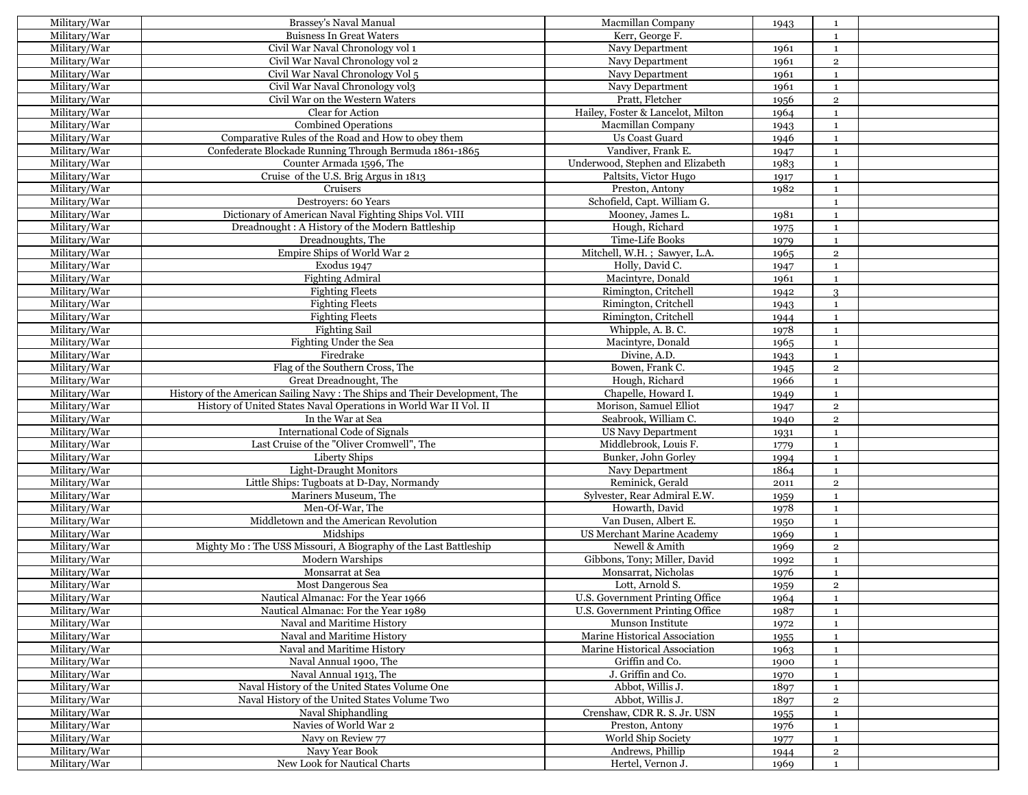| | | | | | |
|---|---|---|---|---|---|
| Military/War | Brassey's Naval Manual | Macmillan Company | 1943 | 1 | |
| Military/War | Buisness In Great Waters | Kerr, George F. | | 1 | |
| Military/War | Civil War Naval Chronology vol 1 | Navy Department | 1961 | 1 | |
| Military/War | Civil War Naval Chronology vol 2 | Navy Department | 1961 | 2 | |
| Military/War | Civil War Naval Chronology Vol 5 | Navy Department | 1961 | 1 | |
| Military/War | Civil War Naval Chronology vol3 | Navy Department | 1961 | 1 | |
| Military/War | Civil War on the Western Waters | Pratt, Fletcher | 1956 | 2 | |
| Military/War | Clear for Action | Hailey, Foster & Lancelot, Milton | 1964 | 1 | |
| Military/War | Combined Operations | Macmillan Company | 1943 | 1 | |
| Military/War | Comparative Rules of the Road and How to obey them | Us Coast Guard | 1946 | 1 | |
| Military/War | Confederate Blockade Running Through Bermuda 1861-1865 | Vandiver, Frank E. | 1947 | 1 | |
| Military/War | Counter Armada 1596, The | Underwood, Stephen and Elizabeth | 1983 | 1 | |
| Military/War | Cruise of the U.S. Brig Argus in 1813 | Paltsits, Victor Hugo | 1917 | 1 | |
| Military/War | Cruisers | Preston, Antony | 1982 | 1 | |
| Military/War | Destroyers: 60 Years | Schofield, Capt. William G. | | 1 | |
| Military/War | Dictionary of American Naval Fighting Ships Vol. VIII | Mooney, James L. | 1981 | 1 | |
| Military/War | Dreadnought : A History of the Modern Battleship | Hough, Richard | 1975 | 1 | |
| Military/War | Dreadnoughts, The | Time-Life Books | 1979 | 1 | |
| Military/War | Empire Ships of World War 2 | Mitchell, W.H. ; Sawyer, L.A. | 1965 | 2 | |
| Military/War | Exodus 1947 | Holly, David C. | 1947 | 1 | |
| Military/War | Fighting Admiral | Macintyre, Donald | 1961 | 1 | |
| Military/War | Fighting Fleets | Rimington, Critchell | 1942 | 3 | |
| Military/War | Fighting Fleets | Rimington, Critchell | 1943 | 1 | |
| Military/War | Fighting Fleets | Rimington, Critchell | 1944 | 1 | |
| Military/War | Fighting Sail | Whipple, A. B. C. | 1978 | 1 | |
| Military/War | Fighting Under the Sea | Macintyre, Donald | 1965 | 1 | |
| Military/War | Firedrake | Divine, A.D. | 1943 | 1 | |
| Military/War | Flag of the Southern Cross, The | Bowen, Frank C. | 1945 | 2 | |
| Military/War | Great Dreadnought, The | Hough, Richard | 1966 | 1 | |
| Military/War | History of the American Sailing Navy : The Ships and Their Development, The | Chapelle, Howard I. | 1949 | 1 | |
| Military/War | History of United States Naval Operations in World War II Vol. II | Morison, Samuel Elliot | 1947 | 2 | |
| Military/War | In the War at Sea | Seabrook, William C. | 1940 | 2 | |
| Military/War | International Code of Signals | US Navy Department | 1931 | 1 | |
| Military/War | Last Cruise of the "Oliver Cromwell", The | Middlebrook, Louis F. | 1779 | 1 | |
| Military/War | Liberty Ships | Bunker, John Gorley | 1994 | 1 | |
| Military/War | Light-Draught Monitors | Navy Department | 1864 | 1 | |
| Military/War | Little Ships: Tugboats at D-Day, Normandy | Reminick, Gerald | 2011 | 2 | |
| Military/War | Mariners Museum, The | Sylvester, Rear Admiral E.W. | 1959 | 1 | |
| Military/War | Men-Of-War, The | Howarth, David | 1978 | 1 | |
| Military/War | Middletown and the American Revolution | Van Dusen, Albert E. | 1950 | 1 | |
| Military/War | Midships | US Merchant Marine Academy | 1969 | 1 | |
| Military/War | Mighty Mo : The USS Missouri, A Biography of the Last Battleship | Newell & Amith | 1969 | 2 | |
| Military/War | Modern Warships | Gibbons, Tony; Miller, David | 1992 | 1 | |
| Military/War | Monsarrat at Sea | Monsarrat, Nicholas | 1976 | 1 | |
| Military/War | Most Dangerous Sea | Lott, Arnold S. | 1959 | 2 | |
| Military/War | Nautical Almanac: For the Year 1966 | U.S. Government Printing Office | 1964 | 1 | |
| Military/War | Nautical Almanac: For the Year 1989 | U.S. Government Printing Office | 1987 | 1 | |
| Military/War | Naval and Maritime History | Munson Institute | 1972 | 1 | |
| Military/War | Naval and Maritime History | Marine Historical Association | 1955 | 1 | |
| Military/War | Naval and Maritime History | Marine Historical Association | 1963 | 1 | |
| Military/War | Naval Annual 1900, The | Griffin and Co. | 1900 | 1 | |
| Military/War | Naval Annual 1913, The | J. Griffin and Co. | 1970 | 1 | |
| Military/War | Naval History of the United States Volume One | Abbot, Willis J. | 1897 | 1 | |
| Military/War | Naval History of the United States Volume Two | Abbot, Willis J. | 1897 | 2 | |
| Military/War | Naval Shiphandling | Crenshaw, CDR R. S. Jr. USN | 1955 | 1 | |
| Military/War | Navies of World War 2 | Preston, Antony | 1976 | 1 | |
| Military/War | Navy on Review 77 | World Ship Society | 1977 | 1 | |
| Military/War | Navy Year Book | Andrews, Phillip | 1944 | 2 | |
| Military/War | New Look for Nautical Charts | Hertel, Vernon J. | 1969 | 1 | |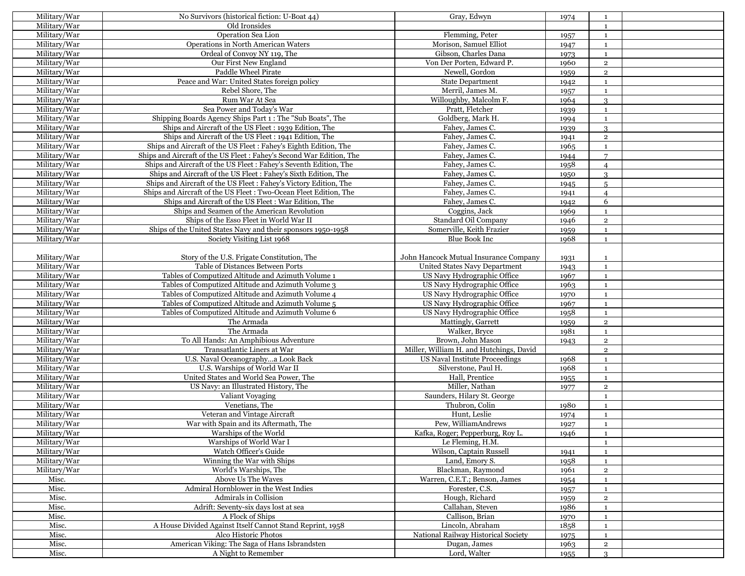| Military/War | No Survivors (historical fiction: U-Boat 44) | Gray, Edwyn | 1974 | 1 | |
|---|---|---|---|---|---|
| Military/War | Old Ironsides | | | 1 | |
| Military/War | Operation Sea Lion | Flemming, Peter | 1957 | 1 | |
| Military/War | Operations in North American Waters | Morison, Samuel Elliot | 1947 | 1 | |
| Military/War | Ordeal of Convoy NY 119, The | Gibson, Charles Dana | 1973 | 1 | |
| Military/War | Our First New England | Von Der Porten, Edward P. | 1960 | 2 | |
| Military/War | Paddle Wheel Pirate | Newell, Gordon | 1959 | 2 | |
| Military/War | Peace and War: United States foreign policy | State Department | 1942 | 1 | |
| Military/War | Rebel Shore, The | Merril, James M. | 1957 | 1 | |
| Military/War | Rum War At Sea | Willoughby, Malcolm F. | 1964 | 3 | |
| Military/War | Sea Power and Today's War | Pratt, Fletcher | 1939 | 1 | |
| Military/War | Shipping Boards Agency Ships Part 1 : The "Sub Boats", The | Goldberg, Mark H. | 1994 | 1 | |
| Military/War | Ships and Aircraft of the US Fleet : 1939 Edition, The | Fahey, James C. | 1939 | 3 | |
| Military/War | Ships and Aircraft of the US Fleet : 1941 Edition, The | Fahey, James C. | 1941 | 2 | |
| Military/War | Ships and Aircraft of the US Fleet : Fahey's Eighth Edition, The | Fahey, James C. | 1965 | 1 | |
| Military/War | Ships and Aircraft of the US Fleet : Fahey's Second War Edition, The | Fahey, James C. | 1944 | 7 | |
| Military/War | Ships and Aircraft of the US Fleet : Fahey's Seventh Edition, The | Fahey, James C. | 1958 | 4 | |
| Military/War | Ships and Aircraft of the US Fleet : Fahey's Sixth Edition, The | Fahey, James C. | 1950 | 3 | |
| Military/War | Ships and Aircraft of the US Fleet : Fahey's Victory Edition, The | Fahey, James C. | 1945 | 5 | |
| Military/War | Ships and Aircraft of the US Fleet : Two-Ocean Fleet Edition, The | Fahey, James C. | 1941 | 4 | |
| Military/War | Ships and Aircraft of the US Fleet : War Edition, The | Fahey, James C. | 1942 | 6 | |
| Military/War | Ships and Seamen of the American Revolution | Coggins, Jack | 1969 | 1 | |
| Military/War | Ships of the Esso Fleet in World War II | Standard Oil Company | 1946 | 2 | |
| Military/War | Ships of the United States Navy and their sponsors 1950-1958 | Somerville, Keith Frazier | 1959 | 1 | |
| Military/War | Society Visiting List 1968 | Blue Book Inc | 1968 | 1 | |
| Military/War | Story of the U.S. Frigate Constitution, The | John Hancock Mutual Insurance Company | 1931 | 1 | |
| Military/War | Table of Distances Between Ports | United States Navy Department | 1943 | 1 | |
| Military/War | Tables of Computized Altitude and Azimuth Volume 1 | US Navy Hydrographic Office | 1967 | 1 | |
| Military/War | Tables of Computized Altitude and Azimuth Volume 3 | US Navy Hydrographic Office | 1963 | 1 | |
| Military/War | Tables of Computized Altitude and Azimuth Volume 4 | US Navy Hydrographic Office | 1970 | 1 | |
| Military/War | Tables of Computized Altitude and Azimuth Volume 5 | US Navy Hydrographic Office | 1967 | 1 | |
| Military/War | Tables of Computized Altitude and Azimuth Volume 6 | US Navy Hydrographic Office | 1958 | 1 | |
| Military/War | The Armada | Mattingly, Garrett | 1959 | 2 | |
| Military/War | The Armada | Walker, Bryce | 1981 | 1 | |
| Military/War | To All Hands: An Amphibious Adventure | Brown, John Mason | 1943 | 2 | |
| Military/War | Transatlantic Liners at War | Miller, William H. and Hutchings, David | | 2 | |
| Military/War | U.S. Naval Oceanography...a Look Back | US Naval Institute Proceedings | 1968 | 1 | |
| Military/War | U.S. Warships of World War II | Silverstone, Paul H. | 1968 | 1 | |
| Military/War | United States and World Sea Power, The | Hall, Prentice | 1955 | 1 | |
| Military/War | US Navy: an Illustrated History, The | Miller, Nathan | 1977 | 2 | |
| Military/War | Valiant Voyaging | Saunders, Hilary St. George | | 1 | |
| Military/War | Venetians, The | Thubron, Colin | 1980 | 1 | |
| Military/War | Veteran and Vintage Aircraft | Hunt, Leslie | 1974 | 1 | |
| Military/War | War with Spain and its Aftermath, The | Pew, WilliamAndrews | 1927 | 1 | |
| Military/War | Warships of the World | Kafka, Roger; Pepperburg, Roy L. | 1946 | 1 | |
| Military/War | Warships of World War I | Le Fleming, H.M. | | 1 | |
| Military/War | Watch Officer's Guide | Wilson, Captain Russell | 1941 | 1 | |
| Military/War | Winning the War with Ships | Land, Emory S. | 1958 | 1 | |
| Military/War | World's Warships, The | Blackman, Raymond | 1961 | 2 | |
| Misc. | Above Us The Waves | Warren, C.E.T.; Benson, James | 1954 | 1 | |
| Misc. | Admiral Hornblower in the West Indies | Forester, C.S. | 1957 | 1 | |
| Misc. | Admirals in Collision | Hough, Richard | 1959 | 2 | |
| Misc. | Adrift: Seventy-six days lost at sea | Callahan, Steven | 1986 | 1 | |
| Misc. | A Flock of Ships | Callison, Brian | 1970 | 1 | |
| Misc. | A House Divided Against Itself Cannot Stand Reprint, 1958 | Lincoln, Abraham | 1858 | 1 | |
| Misc. | Alco Historic Photos | National Railway Historical Society | 1975 | 1 | |
| Misc. | American Viking: The Saga of Hans Isbrandsten | Dugan, James | 1963 | 2 | |
| Misc. | A Night to Remember | Lord, Walter | 1955 | 3 | |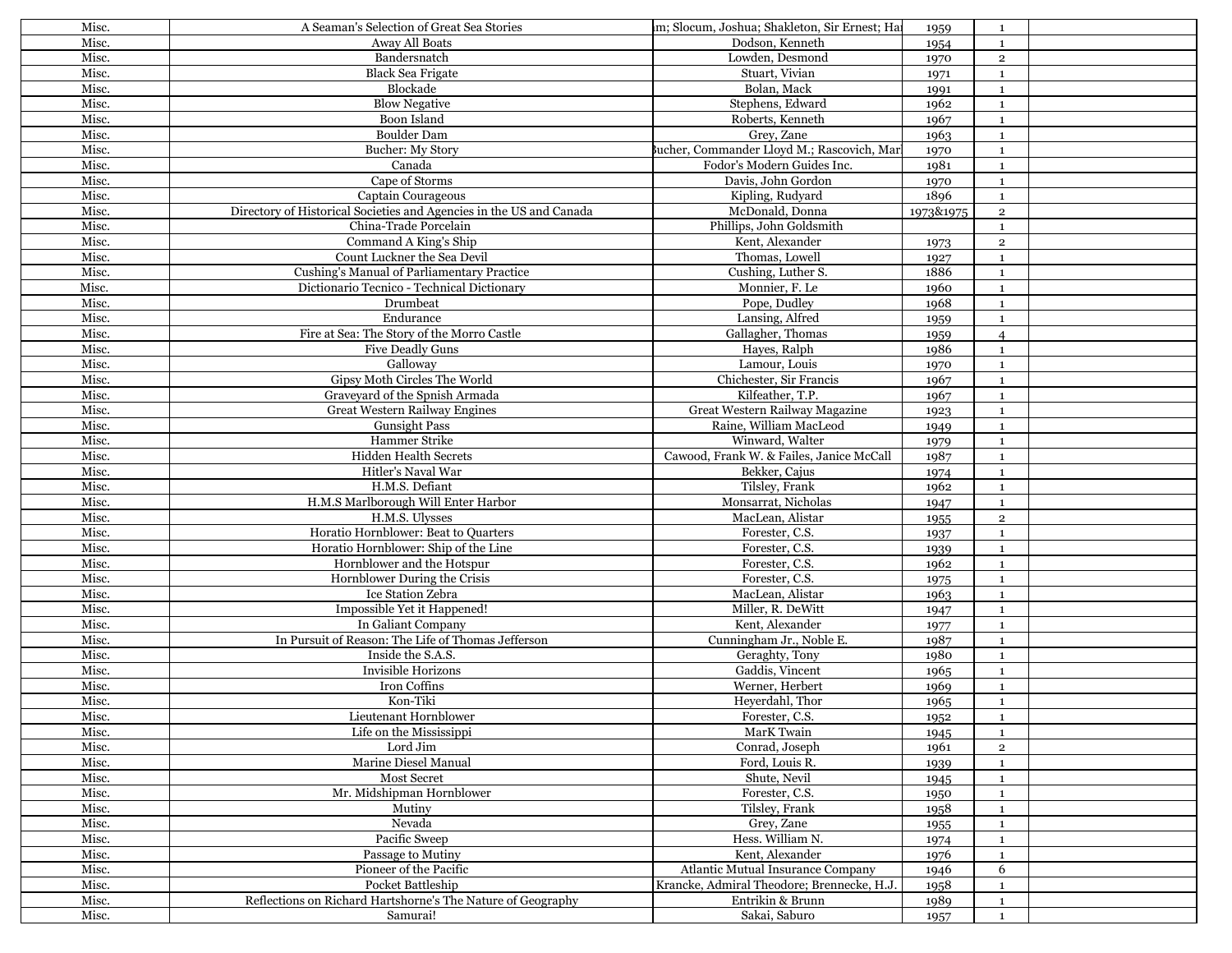| Misc. | A Seaman's Selection of Great Sea Stories | m; Slocum, Joshua; Shakleton, Sir Ernest; Ha | 1959 | 1 | |
|---|---|---|---|---|---|
| Misc. | Away All Boats | Dodson, Kenneth | 1954 | 1 | |
| Misc. | Bandersnatch | Lowden, Desmond | 1970 | 2 | |
| Misc. | Black Sea Frigate | Stuart, Vivian | 1971 | 1 | |
| Misc. | Blockade | Bolan, Mack | 1991 | 1 | |
| Misc. | Blow Negative | Stephens, Edward | 1962 | 1 | |
| Misc. | Boon Island | Roberts, Kenneth | 1967 | 1 | |
| Misc. | Boulder Dam | Grey, Zane | 1963 | 1 | |
| Misc. | Bucher: My Story | Bucher, Commander Lloyd M.; Rascovich, Mar | 1970 | 1 | |
| Misc. | Canada | Fodor's Modern Guides Inc. | 1981 | 1 | |
| Misc. | Cape of Storms | Davis, John Gordon | 1970 | 1 | |
| Misc. | Captain Courageous | Kipling, Rudyard | 1896 | 1 | |
| Misc. | Directory of Historical Societies and Agencies in the US and Canada | McDonald, Donna | 1973&1975 | 2 | |
| Misc. | China-Trade Porcelain | Phillips, John Goldsmith | | 1 | |
| Misc. | Command A King's Ship | Kent, Alexander | 1973 | 2 | |
| Misc. | Count Luckner the Sea Devil | Thomas, Lowell | 1927 | 1 | |
| Misc. | Cushing's Manual of Parliamentary Practice | Cushing, Luther S. | 1886 | 1 | |
| Misc. | Dictionario Tecnico - Technical Dictionary | Monnier, F. Le | 1960 | 1 | |
| Misc. | Drumbeat | Pope, Dudley | 1968 | 1 | |
| Misc. | Endurance | Lansing, Alfred | 1959 | 1 | |
| Misc. | Fire at Sea: The Story of the Morro Castle | Gallagher, Thomas | 1959 | 4 | |
| Misc. | Five Deadly Guns | Hayes, Ralph | 1986 | 1 | |
| Misc. | Galloway | Lamour, Louis | 1970 | 1 | |
| Misc. | Gipsy Moth Circles The World | Chichester, Sir Francis | 1967 | 1 | |
| Misc. | Graveyard of the Spnish Armada | Kilfeather, T.P. | 1967 | 1 | |
| Misc. | Great Western Railway Engines | Great Western Railway Magazine | 1923 | 1 | |
| Misc. | Gunsight Pass | Raine, William MacLeod | 1949 | 1 | |
| Misc. | Hammer Strike | Winward, Walter | 1979 | 1 | |
| Misc. | Hidden Health Secrets | Cawood, Frank W. & Failes, Janice McCall | 1987 | 1 | |
| Misc. | Hitler's Naval War | Bekker, Cajus | 1974 | 1 | |
| Misc. | H.M.S. Defiant | Tilsley, Frank | 1962 | 1 | |
| Misc. | H.M.S Marlborough Will Enter Harbor | Monsarrat, Nicholas | 1947 | 1 | |
| Misc. | H.M.S. Ulysses | MacLean, Alistar | 1955 | 2 | |
| Misc. | Horatio Hornblower: Beat to Quarters | Forester, C.S. | 1937 | 1 | |
| Misc. | Horatio Hornblower: Ship of the Line | Forester, C.S. | 1939 | 1 | |
| Misc. | Hornblower and the Hotspur | Forester, C.S. | 1962 | 1 | |
| Misc. | Hornblower During the Crisis | Forester, C.S. | 1975 | 1 | |
| Misc. | Ice Station Zebra | MacLean, Alistar | 1963 | 1 | |
| Misc. | Impossible Yet it Happened! | Miller, R. DeWitt | 1947 | 1 | |
| Misc. | In Galiant Company | Kent, Alexander | 1977 | 1 | |
| Misc. | In Pursuit of Reason: The Life of Thomas Jefferson | Cunningham Jr., Noble E. | 1987 | 1 | |
| Misc. | Inside the S.A.S. | Geraghty, Tony | 1980 | 1 | |
| Misc. | Invisible Horizons | Gaddis, Vincent | 1965 | 1 | |
| Misc. | Iron Coffins | Werner, Herbert | 1969 | 1 | |
| Misc. | Kon-Tiki | Heyerdahl, Thor | 1965 | 1 | |
| Misc. | Lieutenant Hornblower | Forester, C.S. | 1952 | 1 | |
| Misc. | Life on the Mississippi | MarK Twain | 1945 | 1 | |
| Misc. | Lord Jim | Conrad, Joseph | 1961 | 2 | |
| Misc. | Marine Diesel Manual | Ford, Louis R. | 1939 | 1 | |
| Misc. | Most Secret | Shute, Nevil | 1945 | 1 | |
| Misc. | Mr. Midshipman Hornblower | Forester, C.S. | 1950 | 1 | |
| Misc. | Mutiny | Tilsley, Frank | 1958 | 1 | |
| Misc. | Nevada | Grey, Zane | 1955 | 1 | |
| Misc. | Pacific Sweep | Hess. William N. | 1974 | 1 | |
| Misc. | Passage to Mutiny | Kent, Alexander | 1976 | 1 | |
| Misc. | Pioneer of the Pacific | Atlantic Mutual Insurance Company | 1946 | 6 | |
| Misc. | Pocket Battleship | Krancke, Admiral Theodore; Brennecke, H.J. | 1958 | 1 | |
| Misc. | Reflections on Richard Hartshorne's The Nature of Geography | Entrikin & Brunn | 1989 | 1 | |
| Misc. | Samurai! | Sakai, Saburo | 1957 | 1 | |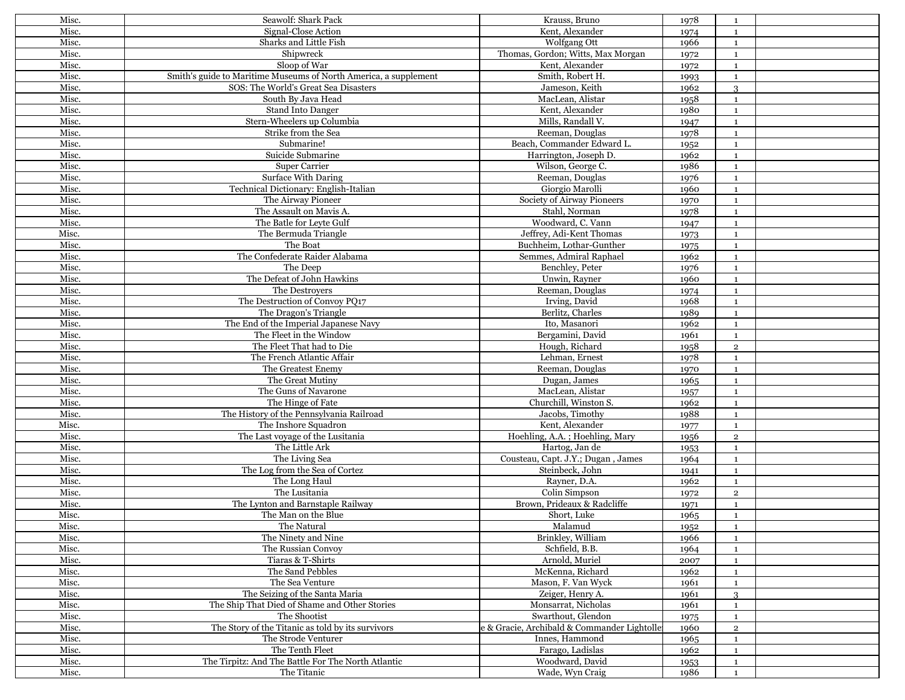| | | | | | |
|---|---|---|---|---|---|
| Misc. | Seawolf: Shark Pack | Krauss, Bruno | 1978 | 1 | |
| Misc. | Signal-Close Action | Kent, Alexander | 1974 | 1 | |
| Misc. | Sharks and Little Fish | Wolfgang Ott | 1966 | 1 | |
| Misc. | Shipwreck | Thomas, Gordon; Witts, Max Morgan | 1972 | 1 | |
| Misc. | Sloop of War | Kent, Alexander | 1972 | 1 | |
| Misc. | Smith's guide to Maritime Museums of North America, a supplement | Smith, Robert H. | 1993 | 1 | |
| Misc. | SOS: The World's Great Sea Disasters | Jameson, Keith | 1962 | 3 | |
| Misc. | South By Java Head | MacLean, Alistar | 1958 | 1 | |
| Misc. | Stand Into Danger | Kent, Alexander | 1980 | 1 | |
| Misc. | Stern-Wheelers up Columbia | Mills, Randall V. | 1947 | 1 | |
| Misc. | Strike from the Sea | Reeman, Douglas | 1978 | 1 | |
| Misc. | Submarine! | Beach, Commander Edward L. | 1952 | 1 | |
| Misc. | Suicide Submarine | Harrington, Joseph D. | 1962 | 1 | |
| Misc. | Super Carrier | Wilson, George C. | 1986 | 1 | |
| Misc. | Surface With Daring | Reeman, Douglas | 1976 | 1 | |
| Misc. | Technical Dictionary: English-Italian | Giorgio Marolli | 1960 | 1 | |
| Misc. | The Airway Pioneer | Society of Airway Pioneers | 1970 | 1 | |
| Misc. | The Assault on Mavis A. | Stahl, Norman | 1978 | 1 | |
| Misc. | The Batle for Leyte Gulf | Woodward, C. Vann | 1947 | 1 | |
| Misc. | The Bermuda Triangle | Jeffrey, Adi-Kent Thomas | 1973 | 1 | |
| Misc. | The Boat | Buchheim, Lothar-Gunther | 1975 | 1 | |
| Misc. | The Confederate Raider Alabama | Semmes, Admiral Raphael | 1962 | 1 | |
| Misc. | The Deep | Benchley, Peter | 1976 | 1 | |
| Misc. | The Defeat of John Hawkins | Unwin, Rayner | 1960 | 1 | |
| Misc. | The Destroyers | Reeman, Douglas | 1974 | 1 | |
| Misc. | The Destruction of Convoy PQ17 | Irving, David | 1968 | 1 | |
| Misc. | The Dragon's Triangle | Berlitz, Charles | 1989 | 1 | |
| Misc. | The End of the Imperial Japanese Navy | Ito, Masanori | 1962 | 1 | |
| Misc. | The Fleet in the Window | Bergamini, David | 1961 | 1 | |
| Misc. | The Fleet That had to Die | Hough, Richard | 1958 | 2 | |
| Misc. | The French Atlantic Affair | Lehman, Ernest | 1978 | 1 | |
| Misc. | The Greatest Enemy | Reeman, Douglas | 1970 | 1 | |
| Misc. | The Great Mutiny | Dugan, James | 1965 | 1 | |
| Misc. | The Guns of Navarone | MacLean, Alistar | 1957 | 1 | |
| Misc. | The Hinge of Fate | Churchill, Winston S. | 1962 | 1 | |
| Misc. | The History of the Pennsylvania Railroad | Jacobs, Timothy | 1988 | 1 | |
| Misc. | The Inshore Squadron | Kent, Alexander | 1977 | 1 | |
| Misc. | The Last voyage of the Lusitania | Hoehling, A.A. ; Hoehling, Mary | 1956 | 2 | |
| Misc. | The Little Ark | Hartog, Jan de | 1953 | 1 | |
| Misc. | The Living Sea | Cousteau, Capt. J.Y.; Dugan , James | 1964 | 1 | |
| Misc. | The Log from the Sea of Cortez | Steinbeck, John | 1941 | 1 | |
| Misc. | The Long Haul | Rayner, D.A. | 1962 | 1 | |
| Misc. | The Lusitania | Colin Simpson | 1972 | 2 | |
| Misc. | The Lynton and Barnstaple Railway | Brown, Prideaux & Radcliffe | 1971 | 1 | |
| Misc. | The Man on the Blue | Short, Luke | 1965 | 1 | |
| Misc. | The Natural | Malamud | 1952 | 1 | |
| Misc. | The Ninety and Nine | Brinkley, William | 1966 | 1 | |
| Misc. | The Russian Convoy | Schfield, B.B. | 1964 | 1 | |
| Misc. | Tiaras & T-Shirts | Arnold, Muriel | 2007 | 1 | |
| Misc. | The Sand Pebbles | McKenna, Richard | 1962 | 1 | |
| Misc. | The Sea Venture | Mason, F. Van Wyck | 1961 | 1 | |
| Misc. | The Seizing of the Santa Maria | Zeiger, Henry A. | 1961 | 3 | |
| Misc. | The Ship That Died of Shame and Other Stories | Monsarrat, Nicholas | 1961 | 1 | |
| Misc. | The Shootist | Swarthout, Glendon | 1975 | 1 | |
| Misc. | The Story of the Titanic as told by its survivors | e & Gracie, Archibald & Commander Lightolle | 1960 | 2 | |
| Misc. | The Strode Venturer | Innes, Hammond | 1965 | 1 | |
| Misc. | The Tenth Fleet | Farago, Ladislas | 1962 | 1 | |
| Misc. | The Tirpitz: And The Battle For The North Atlantic | Woodward, David | 1953 | 1 | |
| Misc. | The Titanic | Wade, Wyn Craig | 1986 | 1 | |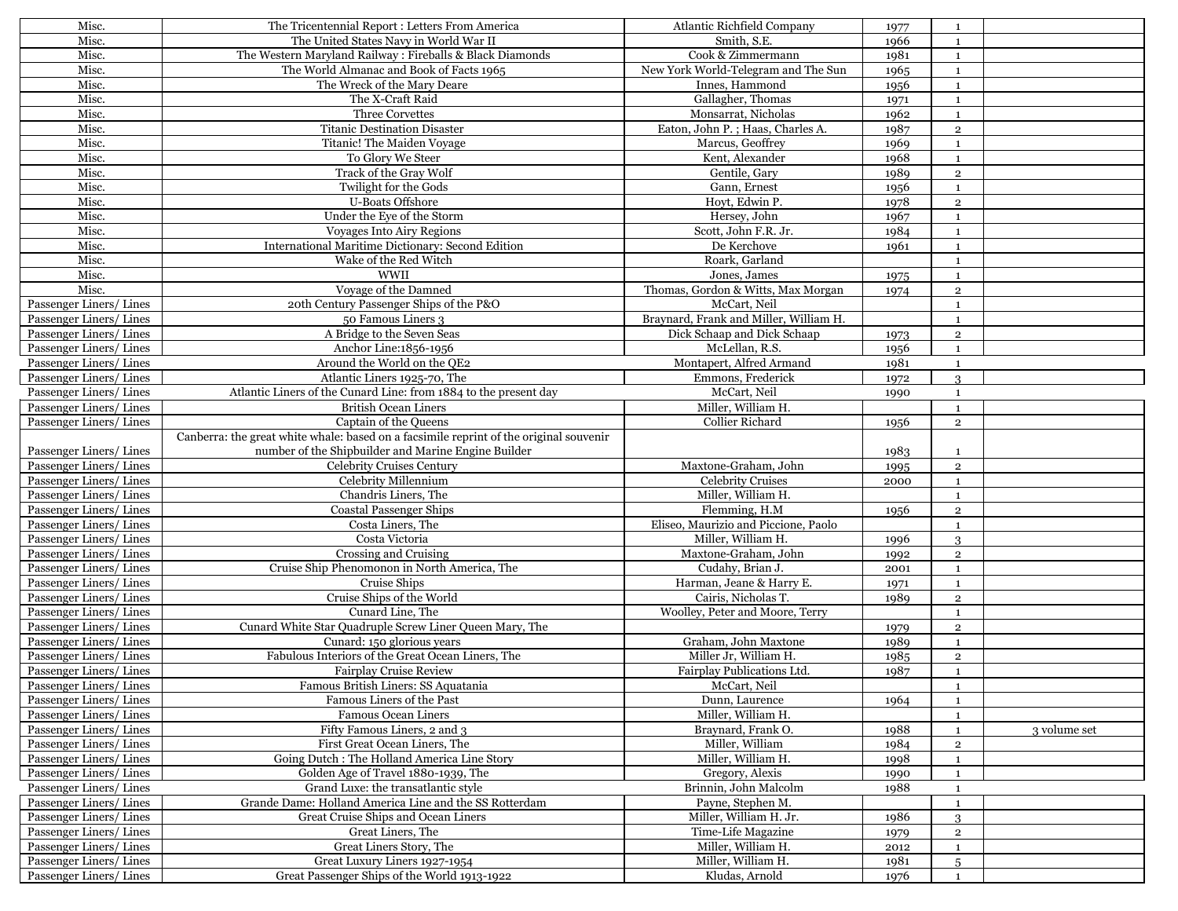| | | | | | |
|---|---|---|---|---|---|
| Misc. | The Tricentennial Report : Letters From America | Atlantic Richfield Company | 1977 | 1 | |
| Misc. | The United States Navy in World War II | Smith, S.E. | 1966 | 1 | |
| Misc. | The Western Maryland Railway : Fireballs & Black Diamonds | Cook & Zimmermann | 1981 | 1 | |
| Misc. | The World Almanac and Book of Facts 1965 | New York World-Telegram and The Sun | 1965 | 1 | |
| Misc. | The Wreck of the Mary Deare | Innes, Hammond | 1956 | 1 | |
| Misc. | The X-Craft Raid | Gallagher, Thomas | 1971 | 1 | |
| Misc. | Three Corvettes | Monsarrat, Nicholas | 1962 | 1 | |
| Misc. | Titanic Destination Disaster | Eaton, John P. ; Haas, Charles A. | 1987 | 2 | |
| Misc. | Titanic! The Maiden Voyage | Marcus, Geoffrey | 1969 | 1 | |
| Misc. | To Glory We Steer | Kent, Alexander | 1968 | 1 | |
| Misc. | Track of the Gray Wolf | Gentile, Gary | 1989 | 2 | |
| Misc. | Twilight for the Gods | Gann, Ernest | 1956 | 1 | |
| Misc. | U-Boats Offshore | Hoyt, Edwin P. | 1978 | 2 | |
| Misc. | Under the Eye of the Storm | Hersey, John | 1967 | 1 | |
| Misc. | Voyages Into Airy Regions | Scott, John F.R. Jr. | 1984 | 1 | |
| Misc. | International Maritime Dictionary: Second Edition | De Kerchove | 1961 | 1 | |
| Misc. | Wake of the Red Witch | Roark, Garland | | 1 | |
| Misc. | WWII | Jones, James | 1975 | 1 | |
| Misc. | Voyage of the Damned | Thomas, Gordon & Witts, Max Morgan | 1974 | 2 | |
| Passenger Liners/ Lines | 20th Century Passenger Ships of the P&O | McCart, Neil | | 1 | |
| Passenger Liners/ Lines | 50 Famous Liners 3 | Braynard, Frank and Miller, William H. | | 1 | |
| Passenger Liners/ Lines | A Bridge to the Seven Seas | Dick Schaap and Dick Schaap | 1973 | 2 | |
| Passenger Liners/ Lines | Anchor Line:1856-1956 | McLellan, R.S. | 1956 | 1 | |
| Passenger Liners/ Lines | Around the World on the QE2 | Montapert, Alfred Armand | 1981 | 1 | |
| Passenger Liners/ Lines | Atlantic Liners 1925-70, The | Emmons, Frederick | 1972 | 3 | |
| Passenger Liners/ Lines | Atlantic Liners of the Cunard Line: from 1884 to the present day | McCart, Neil | 1990 | 1 | |
| Passenger Liners/ Lines | British Ocean Liners | Miller, William H. | | 1 | |
| Passenger Liners/ Lines | Captain of the Queens | Collier Richard | 1956 | 2 | |
| Passenger Liners/ Lines | Canberra: the great white whale: based on a facsimile reprint of the original souvenir number of the Shipbuilder and Marine Engine Builder | | 1983 | 1 | |
| Passenger Liners/ Lines | Celebrity Cruises Century | Maxtone-Graham, John | 1995 | 2 | |
| Passenger Liners/ Lines | Celebrity Millennium | Celebrity Cruises | 2000 | 1 | |
| Passenger Liners/ Lines | Chandris Liners, The | Miller, William H. | | 1 | |
| Passenger Liners/ Lines | Coastal Passenger Ships | Flemming, H.M | 1956 | 2 | |
| Passenger Liners/ Lines | Costa Liners, The | Eliseo, Maurizio and Piccione, Paolo | | 1 | |
| Passenger Liners/ Lines | Costa Victoria | Miller, William H. | 1996 | 3 | |
| Passenger Liners/ Lines | Crossing and Cruising | Maxtone-Graham, John | 1992 | 2 | |
| Passenger Liners/ Lines | Cruise Ship Phenomonon in North America, The | Cudahy, Brian J. | 2001 | 1 | |
| Passenger Liners/ Lines | Cruise Ships | Harman, Jeane & Harry E. | 1971 | 1 | |
| Passenger Liners/ Lines | Cruise Ships of the World | Cairis, Nicholas T. | 1989 | 2 | |
| Passenger Liners/ Lines | Cunard Line, The | Woolley, Peter and Moore, Terry | | 1 | |
| Passenger Liners/ Lines | Cunard White Star Quadruple Screw Liner Queen Mary, The | | 1979 | 2 | |
| Passenger Liners/ Lines | Cunard: 150 glorious years | Graham, John Maxtone | 1989 | 1 | |
| Passenger Liners/ Lines | Fabulous Interiors of the Great Ocean Liners, The | Miller Jr, William H. | 1985 | 2 | |
| Passenger Liners/ Lines | Fairplay Cruise Review | Fairplay Publications Ltd. | 1987 | 1 | |
| Passenger Liners/ Lines | Famous British Liners: SS Aquatania | McCart, Neil | | 1 | |
| Passenger Liners/ Lines | Famous Liners of the Past | Dunn, Laurence | 1964 | 1 | |
| Passenger Liners/ Lines | Famous Ocean Liners | Miller, William H. | | 1 | |
| Passenger Liners/ Lines | Fifty Famous Liners, 2 and 3 | Braynard, Frank O. | 1988 | 1 | 3 volume set |
| Passenger Liners/ Lines | First Great Ocean Liners, The | Miller, William | 1984 | 2 | |
| Passenger Liners/ Lines | Going Dutch : The Holland America Line Story | Miller, William H. | 1998 | 1 | |
| Passenger Liners/ Lines | Golden Age of Travel 1880-1939, The | Gregory, Alexis | 1990 | 1 | |
| Passenger Liners/ Lines | Grand Luxe: the transatlantic style | Brinnin, John Malcolm | 1988 | 1 | |
| Passenger Liners/ Lines | Grande Dame: Holland America Line and the SS Rotterdam | Payne, Stephen M. | | 1 | |
| Passenger Liners/ Lines | Great Cruise Ships and Ocean Liners | Miller, William H. Jr. | 1986 | 3 | |
| Passenger Liners/ Lines | Great Liners, The | Time-Life Magazine | 1979 | 2 | |
| Passenger Liners/ Lines | Great Liners Story, The | Miller, William H. | 2012 | 1 | |
| Passenger Liners/ Lines | Great Luxury Liners 1927-1954 | Miller, William H. | 1981 | 5 | |
| Passenger Liners/ Lines | Great Passenger Ships of the World 1913-1922 | Kludas, Arnold | 1976 | 1 | |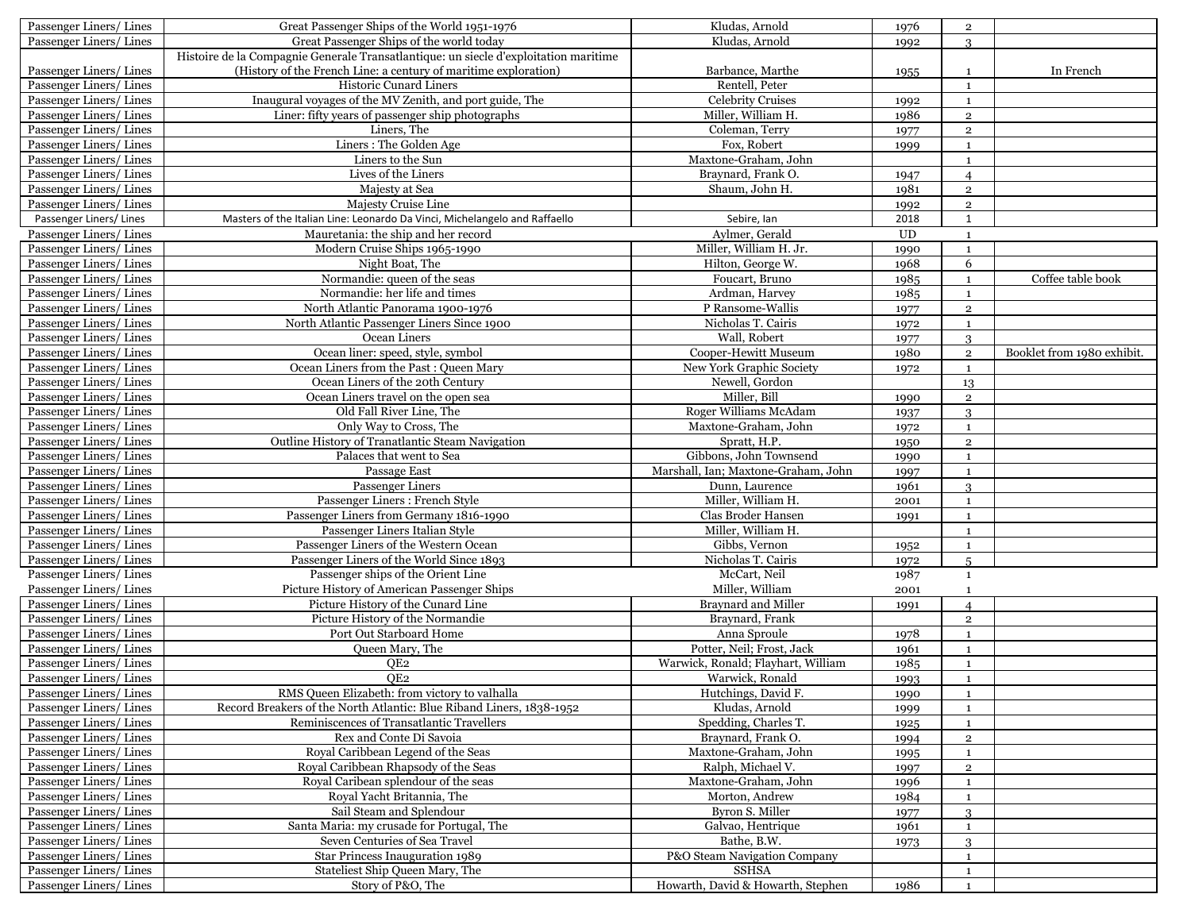| | | | | | |
|---|---|---|---|---|---|
| Passenger Liners/ Lines | Great Passenger Ships of the World 1951-1976 | Kludas, Arnold | 1976 | 2 | |
| Passenger Liners/ Lines | Great Passenger Ships of the world today | Kludas, Arnold | 1992 | 3 | |
| Passenger Liners/ Lines | Histoire de la Compagnie Generale Transatlantique: un siecle d'exploitation maritime (History of the French Line: a century of maritime exploration) | Barbance, Marthe | 1955 | 1 | In French |
| Passenger Liners/ Lines | Historic Cunard Liners | Rentell, Peter | | 1 | |
| Passenger Liners/ Lines | Inaugural voyages of the MV Zenith, and port guide, The | Celebrity Cruises | 1992 | 1 | |
| Passenger Liners/ Lines | Liner: fifty years of passenger ship photographs | Miller, William H. | 1986 | 2 | |
| Passenger Liners/ Lines | Liners, The | Coleman, Terry | 1977 | 2 | |
| Passenger Liners/ Lines | Liners : The Golden Age | Fox, Robert | 1999 | 1 | |
| Passenger Liners/ Lines | Liners to the Sun | Maxtone-Graham, John | | 1 | |
| Passenger Liners/ Lines | Lives of the Liners | Braynard, Frank O. | 1947 | 4 | |
| Passenger Liners/ Lines | Majesty at Sea | Shaum, John H. | 1981 | 2 | |
| Passenger Liners/ Lines | Majesty Cruise Line | | 1992 | 2 | |
| Passenger Liners/ Lines | Masters of the Italian Line: Leonardo Da Vinci, Michelangelo and Raffaello | Sebire, Ian | 2018 | 1 | |
| Passenger Liners/ Lines | Mauretania: the ship and her record | Aylmer, Gerald | UD | 1 | |
| Passenger Liners/ Lines | Modern Cruise Ships 1965-1990 | Miller, William H. Jr. | 1990 | 1 | |
| Passenger Liners/ Lines | Night Boat, The | Hilton, George W. | 1968 | 6 | |
| Passenger Liners/ Lines | Normandie: queen of the seas | Foucart, Bruno | 1985 | 1 | Coffee table book |
| Passenger Liners/ Lines | Normandie: her life and times | Ardman, Harvey | 1985 | 1 | |
| Passenger Liners/ Lines | North Atlantic Panorama 1900-1976 | P Ransome-Wallis | 1977 | 2 | |
| Passenger Liners/ Lines | North Atlantic Passenger Liners Since 1900 | Nicholas T. Cairis | 1972 | 1 | |
| Passenger Liners/ Lines | Ocean Liners | Wall, Robert | 1977 | 3 | |
| Passenger Liners/ Lines | Ocean liner: speed, style, symbol | Cooper-Hewitt Museum | 1980 | 2 | Booklet from 1980 exhibit. |
| Passenger Liners/ Lines | Ocean Liners from the Past : Queen Mary | New York Graphic Society | 1972 | 1 | |
| Passenger Liners/ Lines | Ocean Liners of the 20th Century | Newell, Gordon | | 13 | |
| Passenger Liners/ Lines | Ocean Liners travel on the open sea | Miller, Bill | 1990 | 2 | |
| Passenger Liners/ Lines | Old Fall River Line, The | Roger Williams McAdam | 1937 | 3 | |
| Passenger Liners/ Lines | Only Way to Cross, The | Maxtone-Graham, John | 1972 | 1 | |
| Passenger Liners/ Lines | Outline History of Tranatlantic Steam Navigation | Spratt, H.P. | 1950 | 2 | |
| Passenger Liners/ Lines | Palaces that went to Sea | Gibbons, John Townsend | 1990 | 1 | |
| Passenger Liners/ Lines | Passage East | Marshall, Ian; Maxtone-Graham, John | 1997 | 1 | |
| Passenger Liners/ Lines | Passenger Liners | Dunn, Laurence | 1961 | 3 | |
| Passenger Liners/ Lines | Passenger Liners : French Style | Miller, William H. | 2001 | 1 | |
| Passenger Liners/ Lines | Passenger Liners from Germany 1816-1990 | Clas Broder Hansen | 1991 | 1 | |
| Passenger Liners/ Lines | Passenger Liners Italian Style | Miller, William H. | | 1 | |
| Passenger Liners/ Lines | Passenger Liners of the Western Ocean | Gibbs, Vernon | 1952 | 1 | |
| Passenger Liners/ Lines | Passenger Liners of the World Since 1893 | Nicholas T. Cairis | 1972 | 5 | |
| Passenger Liners/ Lines | Passenger ships of the Orient Line | McCart, Neil | 1987 | 1 | |
| Passenger Liners/ Lines | Picture History of American Passenger Ships | Miller, William | 2001 | 1 | |
| Passenger Liners/ Lines | Picture History of the Cunard Line | Braynard and Miller | 1991 | 4 | |
| Passenger Liners/ Lines | Picture History of the Normandie | Braynard, Frank | | 2 | |
| Passenger Liners/ Lines | Port Out Starboard Home | Anna Sproule | 1978 | 1 | |
| Passenger Liners/ Lines | Queen Mary, The | Potter, Neil; Frost, Jack | 1961 | 1 | |
| Passenger Liners/ Lines | QE2 | Warwick, Ronald; Flayhart, William | 1985 | 1 | |
| Passenger Liners/ Lines | QE2 | Warwick, Ronald | 1993 | 1 | |
| Passenger Liners/ Lines | RMS Queen Elizabeth: from victory to valhalla | Hutchings, David F. | 1990 | 1 | |
| Passenger Liners/ Lines | Record Breakers of the North Atlantic: Blue Riband Liners, 1838-1952 | Kludas, Arnold | 1999 | 1 | |
| Passenger Liners/ Lines | Reminiscences of Transatlantic Travellers | Spedding, Charles T. | 1925 | 1 | |
| Passenger Liners/ Lines | Rex and Conte Di Savoia | Braynard, Frank O. | 1994 | 2 | |
| Passenger Liners/ Lines | Royal Caribbean Legend of the Seas | Maxtone-Graham, John | 1995 | 1 | |
| Passenger Liners/ Lines | Royal Caribbean Rhapsody of the Seas | Ralph, Michael V. | 1997 | 2 | |
| Passenger Liners/ Lines | Royal Caribean splendour of the seas | Maxtone-Graham, John | 1996 | 1 | |
| Passenger Liners/ Lines | Royal Yacht Britannia, The | Morton, Andrew | 1984 | 1 | |
| Passenger Liners/ Lines | Sail Steam and Splendour | Byron S. Miller | 1977 | 3 | |
| Passenger Liners/ Lines | Santa Maria: my crusade for Portugal, The | Galvao, Hentrique | 1961 | 1 | |
| Passenger Liners/ Lines | Seven Centuries of Sea Travel | Bathe, B.W. | 1973 | 3 | |
| Passenger Liners/ Lines | Star Princess Inauguration 1989 | P&O Steam Navigation Company | | 1 | |
| Passenger Liners/ Lines | Stateliest Ship Queen Mary, The | SSHSA | | 1 | |
| Passenger Liners/ Lines | Story of P&O, The | Howarth, David & Howarth, Stephen | 1986 | 1 | |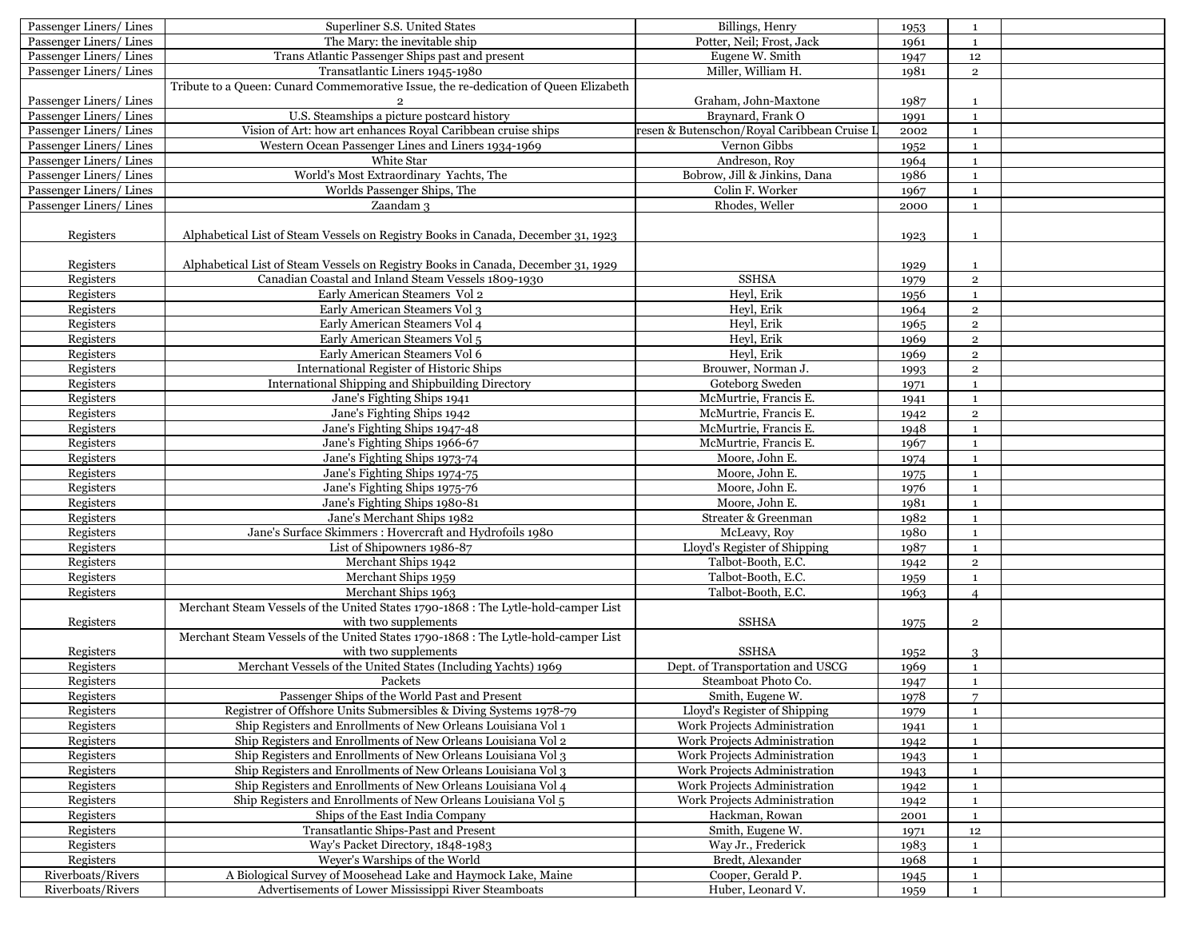| | | | | | |
|---|---|---|---|---|---|
| Passenger Liners/ Lines | Superliner S.S. United States | Billings, Henry | 1953 | 1 | |
| Passenger Liners/ Lines | The Mary: the inevitable ship | Potter, Neil; Frost, Jack | 1961 | 1 | |
| Passenger Liners/ Lines | Trans Atlantic Passenger Ships past and present | Eugene W. Smith | 1947 | 12 | |
| Passenger Liners/ Lines | Transatlantic Liners 1945-1980 | Miller, William H. | 1981 | 2 | |
| Passenger Liners/ Lines | Tribute to a Queen: Cunard Commemorative Issue, the re-dedication of Queen Elizabeth 2 | Graham, John-Maxtone | 1987 | 1 | |
| Passenger Liners/ Lines | U.S. Steamships a picture postcard history | Braynard, Frank O | 1991 | 1 | |
| Passenger Liners/ Lines | Vision of Art: how art enhances Royal Caribbean cruise ships | resen & Butenschon/Royal Caribbean Cruise L | 2002 | 1 | |
| Passenger Liners/ Lines | Western Ocean Passenger Lines and Liners 1934-1969 | Vernon Gibbs | 1952 | 1 | |
| Passenger Liners/ Lines | White Star | Andreson, Roy | 1964 | 1 | |
| Passenger Liners/ Lines | World's Most Extraordinary Yachts, The | Bobrow, Jill & Jinkins, Dana | 1986 | 1 | |
| Passenger Liners/ Lines | Worlds Passenger Ships, The | Colin F. Worker | 1967 | 1 | |
| Passenger Liners/ Lines | Zaandam 3 | Rhodes, Weller | 2000 | 1 | |
| Registers | Alphabetical List of Steam Vessels on Registry Books in Canada, December 31, 1923 | | 1923 | 1 | |
| Registers | Alphabetical List of Steam Vessels on Registry Books in Canada, December 31, 1929 | | 1929 | 1 | |
| Registers | Canadian Coastal and Inland Steam Vessels 1809-1930 | SSHSA | 1979 | 2 | |
| Registers | Early American Steamers Vol 2 | Heyl, Erik | 1956 | 1 | |
| Registers | Early American Steamers Vol 3 | Heyl, Erik | 1964 | 2 | |
| Registers | Early American Steamers Vol 4 | Heyl, Erik | 1965 | 2 | |
| Registers | Early American Steamers Vol 5 | Heyl, Erik | 1969 | 2 | |
| Registers | Early American Steamers Vol 6 | Heyl, Erik | 1969 | 2 | |
| Registers | International Register of Historic Ships | Brouwer, Norman J. | 1993 | 2 | |
| Registers | International Shipping and Shipbuilding Directory | Goteborg Sweden | 1971 | 1 | |
| Registers | Jane's Fighting Ships 1941 | McMurtrie, Francis E. | 1941 | 1 | |
| Registers | Jane's Fighting Ships 1942 | McMurtrie, Francis E. | 1942 | 2 | |
| Registers | Jane's Fighting Ships 1947-48 | McMurtrie, Francis E. | 1948 | 1 | |
| Registers | Jane's Fighting Ships 1966-67 | McMurtrie, Francis E. | 1967 | 1 | |
| Registers | Jane's Fighting Ships 1973-74 | Moore, John E. | 1974 | 1 | |
| Registers | Jane's Fighting Ships 1974-75 | Moore, John E. | 1975 | 1 | |
| Registers | Jane's Fighting Ships 1975-76 | Moore, John E. | 1976 | 1 | |
| Registers | Jane's Fighting Ships 1980-81 | Moore, John E. | 1981 | 1 | |
| Registers | Jane's Merchant Ships 1982 | Streater & Greenman | 1982 | 1 | |
| Registers | Jane's Surface Skimmers : Hovercraft and Hydrofoils 1980 | McLeavy, Roy | 1980 | 1 | |
| Registers | List of Shipowners 1986-87 | Lloyd's Register of Shipping | 1987 | 1 | |
| Registers | Merchant Ships 1942 | Talbot-Booth, E.C. | 1942 | 2 | |
| Registers | Merchant Ships 1959 | Talbot-Booth, E.C. | 1959 | 1 | |
| Registers | Merchant Ships 1963 | Talbot-Booth, E.C. | 1963 | 4 | |
| Registers | Merchant Steam Vessels of the United States 1790-1868 : The Lytle-hold-camper List with two supplements | SSHSA | 1975 | 2 | |
| Registers | Merchant Steam Vessels of the United States 1790-1868 : The Lytle-hold-camper List with two supplements | SSHSA | 1952 | 3 | |
| Registers | Merchant Vessels of the United States (Including Yachts) 1969 | Dept. of Transportation and USCG | 1969 | 1 | |
| Registers | Packets | Steamboat Photo Co. | 1947 | 1 | |
| Registers | Passenger Ships of the World Past and Present | Smith, Eugene W. | 1978 | 7 | |
| Registers | Registrer of Offshore Units Submersibles & Diving Systems 1978-79 | Lloyd's Register of Shipping | 1979 | 1 | |
| Registers | Ship Registers and Enrollments of New Orleans Louisiana Vol 1 | Work Projects Administration | 1941 | 1 | |
| Registers | Ship Registers and Enrollments of New Orleans Louisiana Vol 2 | Work Projects Administration | 1942 | 1 | |
| Registers | Ship Registers and Enrollments of New Orleans Louisiana Vol 3 | Work Projects Administration | 1943 | 1 | |
| Registers | Ship Registers and Enrollments of New Orleans Louisiana Vol 3 | Work Projects Administration | 1943 | 1 | |
| Registers | Ship Registers and Enrollments of New Orleans Louisiana Vol 4 | Work Projects Administration | 1942 | 1 | |
| Registers | Ship Registers and Enrollments of New Orleans Louisiana Vol 5 | Work Projects Administration | 1942 | 1 | |
| Registers | Ships of the East India Company | Hackman, Rowan | 2001 | 1 | |
| Registers | Transatlantic Ships-Past and Present | Smith, Eugene W. | 1971 | 12 | |
| Registers | Way's Packet Directory, 1848-1983 | Way Jr., Frederick | 1983 | 1 | |
| Registers | Weyer's Warships of the World | Bredt, Alexander | 1968 | 1 | |
| Riverboats/Rivers | A Biological Survey of Moosehead Lake and Haymock Lake, Maine | Cooper, Gerald P. | 1945 | 1 | |
| Riverboats/Rivers | Advertisements of Lower Mississippi River Steamboats | Huber, Leonard V. | 1959 | 1 | |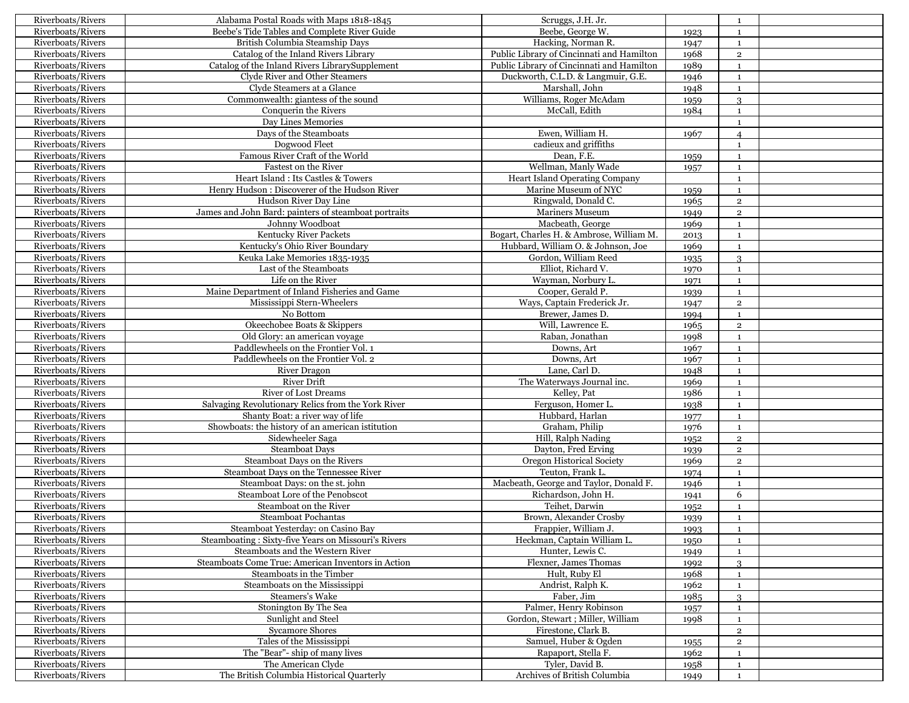| | | | | | |
|---|---|---|---|---|---|
| Riverboats/Rivers | Alabama Postal Roads with Maps 1818-1845 | Scruggs, J.H. Jr. | | 1 | |
| Riverboats/Rivers | Beebe's Tide Tables and Complete River Guide | Beebe, George W. | 1923 | 1 | |
| Riverboats/Rivers | British Columbia Steamship Days | Hacking, Norman R. | 1947 | 1 | |
| Riverboats/Rivers | Catalog of the Inland Rivers Library | Public Library of Cincinnati and Hamilton | 1968 | 2 | |
| Riverboats/Rivers | Catalog of the Inland Rivers LibrarySupplement | Public Library of Cincinnati and Hamilton | 1989 | 1 | |
| Riverboats/Rivers | Clyde River and Other Steamers | Duckworth, C.L.D. & Langmuir, G.E. | 1946 | 1 | |
| Riverboats/Rivers | Clyde Steamers at a Glance | Marshall, John | 1948 | 1 | |
| Riverboats/Rivers | Commonwealth: giantess of the sound | Williams, Roger McAdam | 1959 | 3 | |
| Riverboats/Rivers | Conquerin the Rivers | McCall, Edith | 1984 | 1 | |
| Riverboats/Rivers | Day Lines Memories | | | 1 | |
| Riverboats/Rivers | Days of the Steamboats | Ewen, William H. | 1967 | 4 | |
| Riverboats/Rivers | Dogwood Fleet | cadieux and griffiths | | 1 | |
| Riverboats/Rivers | Famous River Craft of the World | Dean, F.E. | 1959 | 1 | |
| Riverboats/Rivers | Fastest on the River | Wellman, Manly Wade | 1957 | 1 | |
| Riverboats/Rivers | Heart Island : Its Castles & Towers | Heart Island Operating Company | | 1 | |
| Riverboats/Rivers | Henry Hudson : Discoverer of the Hudson River | Marine Museum of NYC | 1959 | 1 | |
| Riverboats/Rivers | Hudson River Day Line | Ringwald, Donald C. | 1965 | 2 | |
| Riverboats/Rivers | James and John Bard: painters of steamboat portraits | Mariners Museum | 1949 | 2 | |
| Riverboats/Rivers | Johnny Woodboat | Macbeath, George | 1969 | 1 | |
| Riverboats/Rivers | Kentucky River Packets | Bogart, Charles H. & Ambrose, William M. | 2013 | 1 | |
| Riverboats/Rivers | Kentucky's Ohio River Boundary | Hubbard, William O. & Johnson, Joe | 1969 | 1 | |
| Riverboats/Rivers | Keuka Lake Memories 1835-1935 | Gordon, William Reed | 1935 | 3 | |
| Riverboats/Rivers | Last of the Steamboats | Elliot, Richard V. | 1970 | 1 | |
| Riverboats/Rivers | Life on the River | Wayman, Norbury L. | 1971 | 1 | |
| Riverboats/Rivers | Maine Department of Inland Fisheries and Game | Cooper, Gerald P. | 1939 | 1 | |
| Riverboats/Rivers | Mississippi Stern-Wheelers | Ways, Captain Frederick Jr. | 1947 | 2 | |
| Riverboats/Rivers | No Bottom | Brewer, James D. | 1994 | 1 | |
| Riverboats/Rivers | Okeechobee Boats & Skippers | Will, Lawrence E. | 1965 | 2 | |
| Riverboats/Rivers | Old Glory: an american voyage | Raban, Jonathan | 1998 | 1 | |
| Riverboats/Rivers | Paddlewheels on the Frontier Vol. 1 | Downs, Art | 1967 | 1 | |
| Riverboats/Rivers | Paddlewheels on the Frontier Vol. 2 | Downs, Art | 1967 | 1 | |
| Riverboats/Rivers | River Dragon | Lane, Carl D. | 1948 | 1 | |
| Riverboats/Rivers | River Drift | The Waterways Journal inc. | 1969 | 1 | |
| Riverboats/Rivers | River of Lost Dreams | Kelley, Pat | 1986 | 1 | |
| Riverboats/Rivers | Salvaging Revolutionary Relics from the York River | Ferguson, Homer L. | 1938 | 1 | |
| Riverboats/Rivers | Shanty Boat: a river way of life | Hubbard, Harlan | 1977 | 1 | |
| Riverboats/Rivers | Showboats: the history of an american istitution | Graham, Philip | 1976 | 1 | |
| Riverboats/Rivers | Sidewheeler Saga | Hill, Ralph Nading | 1952 | 2 | |
| Riverboats/Rivers | Steamboat Days | Dayton, Fred Erving | 1939 | 2 | |
| Riverboats/Rivers | Steamboat Days on the Rivers | Oregon Historical Society | 1969 | 2 | |
| Riverboats/Rivers | Steamboat Days on the Tennessee River | Teuton, Frank L. | 1974 | 1 | |
| Riverboats/Rivers | Steamboat Days: on the st. john | Macbeath, George and Taylor, Donald F. | 1946 | 1 | |
| Riverboats/Rivers | Steamboat Lore of the Penobscot | Richardson, John H. | 1941 | 6 | |
| Riverboats/Rivers | Steamboat on the River | Teihet, Darwin | 1952 | 1 | |
| Riverboats/Rivers | Steamboat Pochantas | Brown, Alexander Crosby | 1939 | 1 | |
| Riverboats/Rivers | Steamboat Yesterday: on Casino Bay | Frappier, William J. | 1993 | 1 | |
| Riverboats/Rivers | Steamboating : Sixty-five Years on Missouri's Rivers | Heckman, Captain William L. | 1950 | 1 | |
| Riverboats/Rivers | Steamboats and the Western River | Hunter, Lewis C. | 1949 | 1 | |
| Riverboats/Rivers | Steamboats Come True: American Inventors in Action | Flexner, James Thomas | 1992 | 3 | |
| Riverboats/Rivers | Steamboats in the Timber | Hult, Ruby El | 1968 | 1 | |
| Riverboats/Rivers | Steamboats on the Mississippi | Andrist, Ralph K. | 1962 | 1 | |
| Riverboats/Rivers | Steamers's Wake | Faber, Jim | 1985 | 3 | |
| Riverboats/Rivers | Stonington By The Sea | Palmer, Henry Robinson | 1957 | 1 | |
| Riverboats/Rivers | Sunlight and Steel | Gordon, Stewart ; Miller, William | 1998 | 1 | |
| Riverboats/Rivers | Sycamore Shores | Firestone, Clark B. | | 2 | |
| Riverboats/Rivers | Tales of the Mississippi | Samuel, Huber & Ogden | 1955 | 2 | |
| Riverboats/Rivers | The "Bear"- ship of many lives | Rapaport, Stella F. | 1962 | 1 | |
| Riverboats/Rivers | The American Clyde | Tyler, David B. | 1958 | 1 | |
| Riverboats/Rivers | The British Columbia Historical Quarterly | Archives of British Columbia | 1949 | 1 | |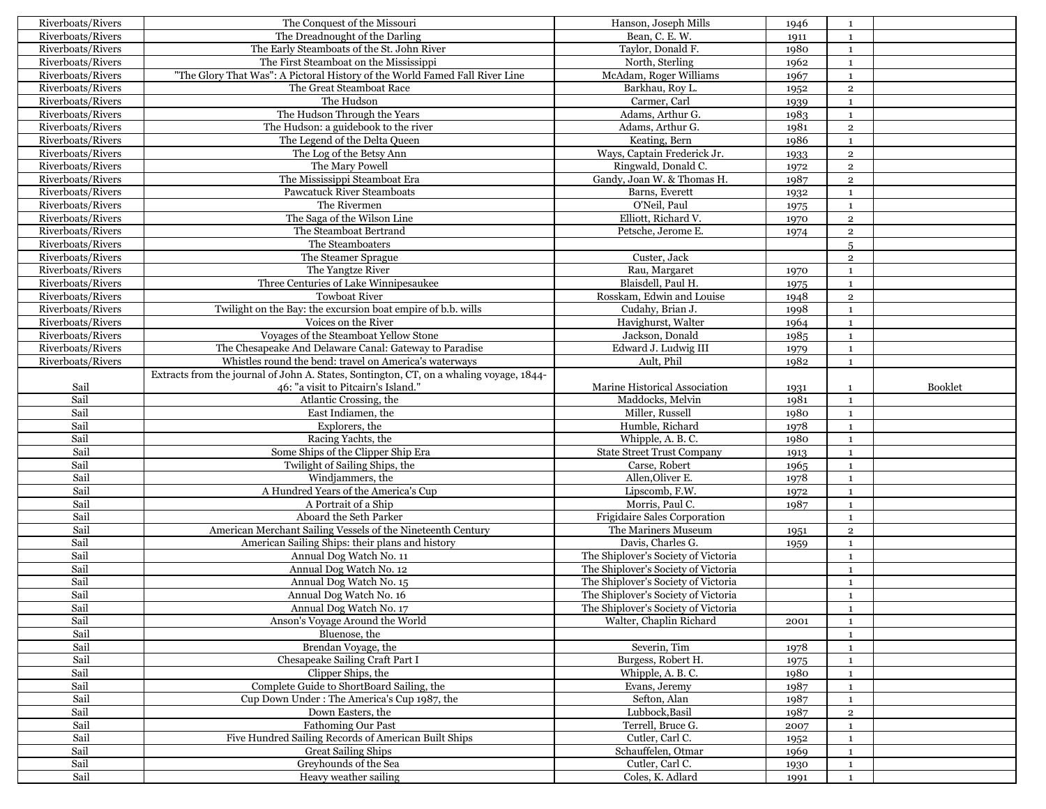| | | | | | |
|---|---|---|---|---|---|
| Riverboats/Rivers | The Conquest of the Missouri | Hanson, Joseph Mills | 1946 | 1 | |
| Riverboats/Rivers | The Dreadnought of the Darling | Bean, C. E. W. | 1911 | 1 | |
| Riverboats/Rivers | The Early Steamboats of the St. John River | Taylor, Donald F. | 1980 | 1 | |
| Riverboats/Rivers | The First Steamboat on the Mississippi | North, Sterling | 1962 | 1 | |
| Riverboats/Rivers | "The Glory That Was": A Pictoral History of the World Famed Fall River Line | McAdam, Roger Williams | 1967 | 1 | |
| Riverboats/Rivers | The Great Steamboat Race | Barkhau, Roy L. | 1952 | 2 | |
| Riverboats/Rivers | The Hudson | Carmer, Carl | 1939 | 1 | |
| Riverboats/Rivers | The Hudson Through the Years | Adams, Arthur G. | 1983 | 1 | |
| Riverboats/Rivers | The Hudson: a guidebook to the river | Adams, Arthur G. | 1981 | 2 | |
| Riverboats/Rivers | The Legend of the Delta Queen | Keating, Bern | 1986 | 1 | |
| Riverboats/Rivers | The Log of the Betsy Ann | Ways, Captain Frederick Jr. | 1933 | 2 | |
| Riverboats/Rivers | The Mary Powell | Ringwald, Donald C. | 1972 | 2 | |
| Riverboats/Rivers | The Mississippi Steamboat Era | Gandy, Joan W. & Thomas H. | 1987 | 2 | |
| Riverboats/Rivers | Pawcatuck River Steamboats | Barns, Everett | 1932 | 1 | |
| Riverboats/Rivers | The Rivermen | O'Neil, Paul | 1975 | 1 | |
| Riverboats/Rivers | The Saga of the Wilson Line | Elliott, Richard V. | 1970 | 2 | |
| Riverboats/Rivers | The Steamboat Bertrand | Petsche, Jerome E. | 1974 | 2 | |
| Riverboats/Rivers | The Steamboaters | | | 5 | |
| Riverboats/Rivers | The Steamer Sprague | Custer, Jack | | 2 | |
| Riverboats/Rivers | The Yangtze River | Rau, Margaret | 1970 | 1 | |
| Riverboats/Rivers | Three Centuries of Lake Winnipesaukee | Blaisdell, Paul H. | 1975 | 1 | |
| Riverboats/Rivers | Towboat River | Rosskam, Edwin and Louise | 1948 | 2 | |
| Riverboats/Rivers | Twilight on the Bay: the excursion boat empire of b.b. wills | Cudahy, Brian J. | 1998 | 1 | |
| Riverboats/Rivers | Voices on the River | Havighurst, Walter | 1964 | 1 | |
| Riverboats/Rivers | Voyages of the Steamboat Yellow Stone | Jackson, Donald | 1985 | 1 | |
| Riverboats/Rivers | The Chesapeake And Delaware Canal: Gateway to Paradise | Edward J. Ludwig III | 1979 | 1 | |
| Riverboats/Rivers | Whistles round the bend: travel on America's waterways | Ault, Phil | 1982 | 1 | |
| Sail | Extracts from the journal of John A. States, Sontington, CT, on a whaling voyage, 1844-46: "a visit to Pitcairn's Island." | Marine Historical Association | 1931 | 1 | Booklet |
| Sail | Atlantic Crossing, the | Maddocks, Melvin | 1981 | 1 | |
| Sail | East Indiamen, the | Miller, Russell | 1980 | 1 | |
| Sail | Explorers, the | Humble, Richard | 1978 | 1 | |
| Sail | Racing Yachts, the | Whipple, A. B. C. | 1980 | 1 | |
| Sail | Some Ships of the Clipper Ship Era | State Street Trust Company | 1913 | 1 | |
| Sail | Twilight of Sailing Ships, the | Carse, Robert | 1965 | 1 | |
| Sail | Windjammers, the | Allen,Oliver E. | 1978 | 1 | |
| Sail | A Hundred Years of the America's Cup | Lipscomb, F.W. | 1972 | 1 | |
| Sail | A Portrait of a Ship | Morris, Paul C. | 1987 | 1 | |
| Sail | Aboard the Seth Parker | Frigidaire Sales Corporation | | 1 | |
| Sail | American Merchant Sailing Vessels of the Nineteenth Century | The Mariners Museum | 1951 | 2 | |
| Sail | American Sailing Ships: their plans and history | Davis, Charles G. | 1959 | 1 | |
| Sail | Annual Dog Watch No. 11 | The Shiplover's Society of Victoria | | 1 | |
| Sail | Annual Dog Watch No. 12 | The Shiplover's Society of Victoria | | 1 | |
| Sail | Annual Dog Watch No. 15 | The Shiplover's Society of Victoria | | 1 | |
| Sail | Annual Dog Watch No. 16 | The Shiplover's Society of Victoria | | 1 | |
| Sail | Annual Dog Watch No. 17 | The Shiplover's Society of Victoria | | 1 | |
| Sail | Anson's Voyage Around the World | Walter, Chaplin Richard | 2001 | 1 | |
| Sail | Bluenose, the | | | 1 | |
| Sail | Brendan Voyage, the | Severin, Tim | 1978 | 1 | |
| Sail | Chesapeake Sailing Craft Part I | Burgess, Robert H. | 1975 | 1 | |
| Sail | Clipper Ships, the | Whipple, A. B. C. | 1980 | 1 | |
| Sail | Complete Guide to ShortBoard Sailing, the | Evans, Jeremy | 1987 | 1 | |
| Sail | Cup Down Under : The America's Cup 1987, the | Sefton, Alan | 1987 | 1 | |
| Sail | Down Easters, the | Lubbock,Basil | 1987 | 2 | |
| Sail | Fathoming Our Past | Terrell, Bruce G. | 2007 | 1 | |
| Sail | Five Hundred Sailing Records of American Built Ships | Cutler, Carl C. | 1952 | 1 | |
| Sail | Great Sailing Ships | Schauffelen, Otmar | 1969 | 1 | |
| Sail | Greyhounds of the Sea | Cutler, Carl C. | 1930 | 1 | |
| Sail | Heavy weather sailing | Coles, K. Adlard | 1991 | 1 | |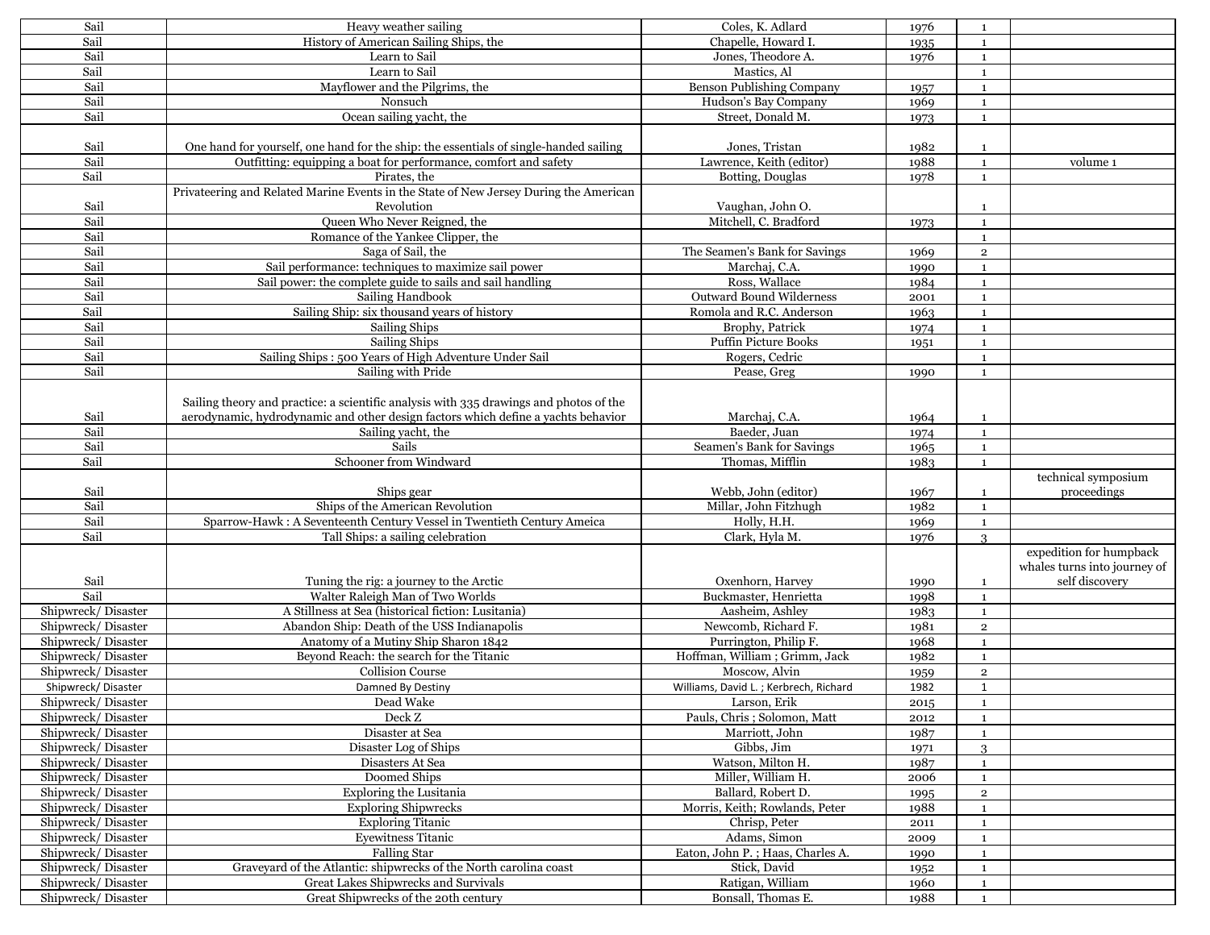| Sail | Heavy weather sailing | Coles, K. Adlard | 1976 | 1 | |
|---|---|---|---|---|---|
| Sail | History of American Sailing Ships, the | Chapelle, Howard I. | 1935 | 1 | |
| Sail | Learn to Sail | Jones, Theodore A. | 1976 | 1 | |
| Sail | Learn to Sail | Mastics, Al | | 1 | |
| Sail | Mayflower and the Pilgrims, the | Benson Publishing Company | 1957 | 1 | |
| Sail | Nonsuch | Hudson's Bay Company | 1969 | 1 | |
| Sail | Ocean sailing yacht, the | Street, Donald M. | 1973 | 1 | |
| Sail | One hand for yourself, one hand for the ship: the essentials of single-handed sailing | Jones, Tristan | 1982 | 1 | |
| Sail | Outfitting: equipping a boat for performance, comfort and safety | Lawrence, Keith (editor) | 1988 | 1 | volume 1 |
| Sail | Pirates, the | Botting, Douglas | 1978 | 1 | |
| Sail | Privateering and Related Marine Events in the State of New Jersey During the American Revolution | Vaughan, John O. | | 1 | |
| Sail | Queen Who Never Reigned, the | Mitchell, C. Bradford | 1973 | 1 | |
| Sail | Romance of the Yankee Clipper, the | | | 1 | |
| Sail | Saga of Sail, the | The Seamen's Bank for Savings | 1969 | 2 | |
| Sail | Sail performance: techniques to maximize sail power | Marchaj, C.A. | 1990 | 1 | |
| Sail | Sail power: the complete guide to sails and sail handling | Ross, Wallace | 1984 | 1 | |
| Sail | Sailing Handbook | Outward Bound Wilderness | 2001 | 1 | |
| Sail | Sailing Ship: six thousand years of history | Romola and R.C. Anderson | 1963 | 1 | |
| Sail | Sailing Ships | Brophy, Patrick | 1974 | 1 | |
| Sail | Sailing Ships | Puffin Picture Books | 1951 | 1 | |
| Sail | Sailing Ships : 500 Years of High Adventure Under Sail | Rogers, Cedric | | 1 | |
| Sail | Sailing with Pride | Pease, Greg | 1990 | 1 | |
| Sail | Sailing theory and practice: a scientific analysis with 335 drawings and photos of the aerodynamic, hydrodynamic and other design factors which define a yachts behavior | Marchaj, C.A. | 1964 | 1 | |
| Sail | Sailing yacht, the | Baeder, Juan | 1974 | 1 | |
| Sail | Sails | Seamen's Bank for Savings | 1965 | 1 | |
| Sail | Schooner from Windward | Thomas, Mifflin | 1983 | 1 | |
| Sail | Ships gear | Webb, John (editor) | 1967 | 1 | technical symposium proceedings |
| Sail | Ships of the American Revolution | Millar, John Fitzhugh | 1982 | 1 | |
| Sail | Sparrow-Hawk : A Seventeenth Century Vessel in Twentieth Century Ameica | Holly, H.H. | 1969 | 1 | |
| Sail | Tall Ships: a sailing celebration | Clark, Hyla M. | 1976 | 3 | |
| Sail | Tuning the rig: a journey to the Arctic | Oxenhorn, Harvey | 1990 | 1 | expedition for humpback whales turns into journey of self discovery |
| Sail | Walter Raleigh Man of Two Worlds | Buckmaster, Henrietta | 1998 | 1 | |
| Shipwreck/ Disaster | A Stillness at Sea (historical fiction: Lusitania) | Aasheim, Ashley | 1983 | 1 | |
| Shipwreck/ Disaster | Abandon Ship: Death of the USS Indianapolis | Newcomb, Richard F. | 1981 | 2 | |
| Shipwreck/ Disaster | Anatomy of a Mutiny Ship Sharon 1842 | Purrington, Philip F. | 1968 | 1 | |
| Shipwreck/ Disaster | Beyond Reach: the search for the Titanic | Hoffman, William ; Grimm, Jack | 1982 | 1 | |
| Shipwreck/ Disaster | Collision Course | Moscow, Alvin | 1959 | 2 | |
| Shipwreck/ Disaster | Damned By Destiny | Williams, David L. ; Kerbrech, Richard | 1982 | 1 | |
| Shipwreck/ Disaster | Dead Wake | Larson, Erik | 2015 | 1 | |
| Shipwreck/ Disaster | Deck Z | Pauls, Chris ; Solomon, Matt | 2012 | 1 | |
| Shipwreck/ Disaster | Disaster at Sea | Marriott, John | 1987 | 1 | |
| Shipwreck/ Disaster | Disaster Log of Ships | Gibbs, Jim | 1971 | 3 | |
| Shipwreck/ Disaster | Disasters At Sea | Watson, Milton H. | 1987 | 1 | |
| Shipwreck/ Disaster | Doomed Ships | Miller, William H. | 2006 | 1 | |
| Shipwreck/ Disaster | Exploring the Lusitania | Ballard, Robert D. | 1995 | 2 | |
| Shipwreck/ Disaster | Exploring Shipwrecks | Morris, Keith; Rowlands, Peter | 1988 | 1 | |
| Shipwreck/ Disaster | Exploring Titanic | Chrisp, Peter | 2011 | 1 | |
| Shipwreck/ Disaster | Eyewitness Titanic | Adams, Simon | 2009 | 1 | |
| Shipwreck/ Disaster | Falling Star | Eaton, John P. ; Haas, Charles A. | 1990 | 1 | |
| Shipwreck/ Disaster | Graveyard of the Atlantic: shipwrecks of the North carolina coast | Stick, David | 1952 | 1 | |
| Shipwreck/ Disaster | Great Lakes Shipwrecks and Survivals | Ratigan, William | 1960 | 1 | |
| Shipwreck/ Disaster | Great Shipwrecks of the 20th century | Bonsall, Thomas E. | 1988 | 1 | |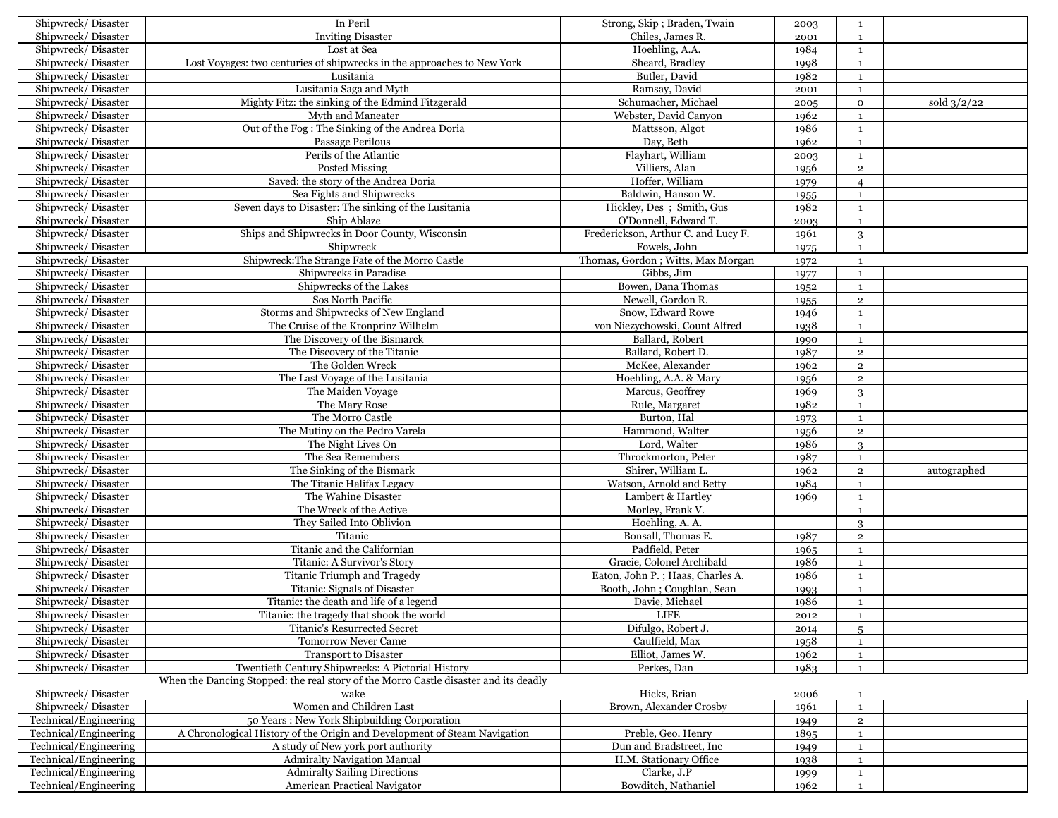| Shipwreck/ Disaster | In Peril | Strong, Skip ; Braden, Twain | 2003 | 1 | |
|---|---|---|---|---|---|
| Shipwreck/ Disaster | Inviting Disaster | Chiles, James R. | 2001 | 1 | |
| Shipwreck/ Disaster | Lost at Sea | Hoehling, A.A. | 1984 | 1 | |
| Shipwreck/ Disaster | Lost Voyages: two centuries of shipwrecks in the approaches to New York | Sheard, Bradley | 1998 | 1 | |
| Shipwreck/ Disaster | Lusitania | Butler, David | 1982 | 1 | |
| Shipwreck/ Disaster | Lusitania Saga and Myth | Ramsay, David | 2001 | 1 | |
| Shipwreck/ Disaster | Mighty Fitz: the sinking of the Edmind Fitzgerald | Schumacher, Michael | 2005 | 0 | sold 3/2/22 |
| Shipwreck/ Disaster | Myth and Maneater | Webster, David Canyon | 1962 | 1 | |
| Shipwreck/ Disaster | Out of the Fog : The Sinking of the Andrea Doria | Mattsson, Algot | 1986 | 1 | |
| Shipwreck/ Disaster | Passage Perilous | Day, Beth | 1962 | 1 | |
| Shipwreck/ Disaster | Perils of the Atlantic | Flayhart, William | 2003 | 1 | |
| Shipwreck/ Disaster | Posted Missing | Villiers, Alan | 1956 | 2 | |
| Shipwreck/ Disaster | Saved: the story of the Andrea Doria | Hoffer, William | 1979 | 4 | |
| Shipwreck/ Disaster | Sea Fights and Shipwrecks | Baldwin, Hanson W. | 1955 | 1 | |
| Shipwreck/ Disaster | Seven days to Disaster: The sinking of the Lusitania | Hickley, Des ; Smith, Gus | 1982 | 1 | |
| Shipwreck/ Disaster | Ship Ablaze | O'Donnell, Edward T. | 2003 | 1 | |
| Shipwreck/ Disaster | Ships and Shipwrecks in Door County, Wisconsin | Frederickson, Arthur C. and Lucy F. | 1961 | 3 | |
| Shipwreck/ Disaster | Shipwreck | Fowels, John | 1975 | 1 | |
| Shipwreck/ Disaster | Shipwreck:The Strange Fate of the Morro Castle | Thomas, Gordon ; Witts, Max Morgan | 1972 | 1 | |
| Shipwreck/ Disaster | Shipwrecks in Paradise | Gibbs, Jim | 1977 | 1 | |
| Shipwreck/ Disaster | Shipwrecks of the Lakes | Bowen, Dana Thomas | 1952 | 1 | |
| Shipwreck/ Disaster | Sos North Pacific | Newell, Gordon R. | 1955 | 2 | |
| Shipwreck/ Disaster | Storms and Shipwrecks of New England | Snow, Edward Rowe | 1946 | 1 | |
| Shipwreck/ Disaster | The Cruise of the Kronprinz Wilhelm | von Niezychowski, Count Alfred | 1938 | 1 | |
| Shipwreck/ Disaster | The Discovery of the Bismarck | Ballard, Robert | 1990 | 1 | |
| Shipwreck/ Disaster | The Discovery of the Titanic | Ballard, Robert D. | 1987 | 2 | |
| Shipwreck/ Disaster | The Golden Wreck | McKee, Alexander | 1962 | 2 | |
| Shipwreck/ Disaster | The Last Voyage of the Lusitania | Hoehling, A.A. & Mary | 1956 | 2 | |
| Shipwreck/ Disaster | The Maiden Voyage | Marcus, Geoffrey | 1969 | 3 | |
| Shipwreck/ Disaster | The Mary Rose | Rule, Margaret | 1982 | 1 | |
| Shipwreck/ Disaster | The Morro Castle | Burton, Hal | 1973 | 1 | |
| Shipwreck/ Disaster | The Mutiny on the Pedro Varela | Hammond, Walter | 1956 | 2 | |
| Shipwreck/ Disaster | The Night Lives On | Lord, Walter | 1986 | 3 | |
| Shipwreck/ Disaster | The Sea Remembers | Throckmorton, Peter | 1987 | 1 | |
| Shipwreck/ Disaster | The Sinking of the Bismark | Shirer, William L. | 1962 | 2 | autographed |
| Shipwreck/ Disaster | The Titanic Halifax Legacy | Watson, Arnold and Betty | 1984 | 1 | |
| Shipwreck/ Disaster | The Wahine Disaster | Lambert & Hartley | 1969 | 1 | |
| Shipwreck/ Disaster | The Wreck of the Active | Morley, Frank V. | | 1 | |
| Shipwreck/ Disaster | They Sailed Into Oblivion | Hoehling, A. A. | | 3 | |
| Shipwreck/ Disaster | Titanic | Bonsall, Thomas E. | 1987 | 2 | |
| Shipwreck/ Disaster | Titanic and the Californian | Padfield, Peter | 1965 | 1 | |
| Shipwreck/ Disaster | Titanic: A Survivor's Story | Gracie, Colonel Archibald | 1986 | 1 | |
| Shipwreck/ Disaster | Titanic Triumph and Tragedy | Eaton, John P. ; Haas, Charles A. | 1986 | 1 | |
| Shipwreck/ Disaster | Titanic: Signals of Disaster | Booth, John ; Coughlan, Sean | 1993 | 1 | |
| Shipwreck/ Disaster | Titanic: the death and life of a legend | Davie, Michael | 1986 | 1 | |
| Shipwreck/ Disaster | Titanic: the tragedy that shook the world | LIFE | 2012 | 1 | |
| Shipwreck/ Disaster | Titanic's Resurrected Secret | Difulgo, Robert J. | 2014 | 5 | |
| Shipwreck/ Disaster | Tomorrow Never Came | Caulfield, Max | 1958 | 1 | |
| Shipwreck/ Disaster | Transport to Disaster | Elliot, James W. | 1962 | 1 | |
| Shipwreck/ Disaster | Twentieth Century Shipwrecks: A Pictorial History | Perkes, Dan | 1983 | 1 | |
| Shipwreck/ Disaster | When the Dancing Stopped: the real story of the Morro Castle disaster and its deadly wake | Hicks, Brian | 2006 | 1 | |
| Shipwreck/ Disaster | Women and Children Last | Brown, Alexander Crosby | 1961 | 1 | |
| Technical/Engineering | 50 Years : New York Shipbuilding Corporation | | 1949 | 2 | |
| Technical/Engineering | A Chronological History of the Origin and Development of Steam Navigation | Preble, Geo. Henry | 1895 | 1 | |
| Technical/Engineering | A study of New york port authority | Dun and Bradstreet, Inc | 1949 | 1 | |
| Technical/Engineering | Admiralty Navigation Manual | H.M. Stationary Office | 1938 | 1 | |
| Technical/Engineering | Admiralty Sailing Directions | Clarke, J.P | 1999 | 1 | |
| Technical/Engineering | American Practical Navigator | Bowditch, Nathaniel | 1962 | 1 | |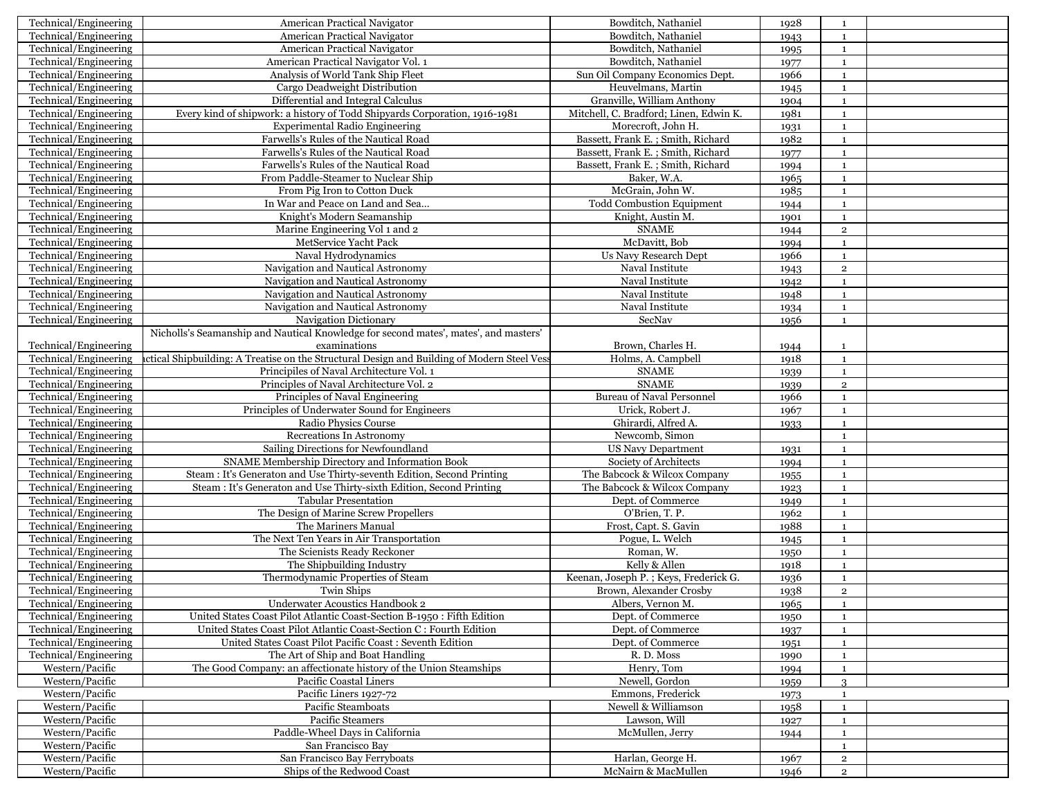| Technical/Engineering | American Practical Navigator | Bowditch, Nathaniel | 1928 | 1 | |
|---|---|---|---|---|---|
| Technical/Engineering | American Practical Navigator | Bowditch, Nathaniel | 1943 | 1 | |
| Technical/Engineering | American Practical Navigator | Bowditch, Nathaniel | 1995 | 1 | |
| Technical/Engineering | American Practical Navigator Vol. 1 | Bowditch, Nathaniel | 1977 | 1 | |
| Technical/Engineering | Analysis of World Tank Ship Fleet | Sun Oil Company Economics Dept. | 1966 | 1 | |
| Technical/Engineering | Cargo Deadweight Distribution | Heuvelmans, Martin | 1945 | 1 | |
| Technical/Engineering | Differential and Integral Calculus | Granville, William Anthony | 1904 | 1 | |
| Technical/Engineering | Every kind of shipwork: a history of Todd Shipyards Corporation, 1916-1981 | Mitchell, C. Bradford; Linen, Edwin K. | 1981 | 1 | |
| Technical/Engineering | Experimental Radio Engineering | Morecroft, John H. | 1931 | 1 | |
| Technical/Engineering | Farwells's Rules of the Nautical Road | Bassett, Frank E. ; Smith, Richard | 1982 | 1 | |
| Technical/Engineering | Farwells's Rules of the Nautical Road | Bassett, Frank E. ; Smith, Richard | 1977 | 1 | |
| Technical/Engineering | Farwells's Rules of the Nautical Road | Bassett, Frank E. ; Smith, Richard | 1994 | 1 | |
| Technical/Engineering | From Paddle-Steamer to Nuclear Ship | Baker, W.A. | 1965 | 1 | |
| Technical/Engineering | From Pig Iron to Cotton Duck | McGrain, John W. | 1985 | 1 | |
| Technical/Engineering | In War and Peace on Land and Sea... | Todd Combustion Equipment | 1944 | 1 | |
| Technical/Engineering | Knight's Modern Seamanship | Knight, Austin M. | 1901 | 1 | |
| Technical/Engineering | Marine Engineering Vol 1 and 2 | SNAME | 1944 | 2 | |
| Technical/Engineering | MetService Yacht Pack | McDavitt, Bob | 1994 | 1 | |
| Technical/Engineering | Naval Hydrodynamics | Us Navy Research Dept | 1966 | 1 | |
| Technical/Engineering | Navigation and Nautical Astronomy | Naval Institute | 1943 | 2 | |
| Technical/Engineering | Navigation and Nautical Astronomy | Naval Institute | 1942 | 1 | |
| Technical/Engineering | Navigation and Nautical Astronomy | Naval Institute | 1948 | 1 | |
| Technical/Engineering | Navigation and Nautical Astronomy | Naval Institute | 1934 | 1 | |
| Technical/Engineering | Navigation Dictionary | SecNav | 1956 | 1 | |
| Technical/Engineering | Nicholls's Seamanship and Nautical Knowledge for second mates', mates', and masters' examinations | Brown, Charles H. | 1944 | 1 | |
| Technical/Engineering | ıctical Shipbuilding: A Treatise on the Structural Design and Building of Modern Steel Vess | Holms, A. Campbell | 1918 | 1 | |
| Technical/Engineering | Principiles of Naval Architecture Vol. 1 | SNAME | 1939 | 1 | |
| Technical/Engineering | Principles of Naval Architecture Vol. 2 | SNAME | 1939 | 2 | |
| Technical/Engineering | Principles of Naval Engineering | Bureau of Naval Personnel | 1966 | 1 | |
| Technical/Engineering | Principles of Underwater Sound for Engineers | Urick, Robert J. | 1967 | 1 | |
| Technical/Engineering | Radio Physics Course | Ghirardi, Alfred A. | 1933 | 1 | |
| Technical/Engineering | Recreations In Astronomy | Newcomb, Simon | | 1 | |
| Technical/Engineering | Sailing Directions for Newfoundland | US Navy Department | 1931 | 1 | |
| Technical/Engineering | SNAME Membership Directory and Information Book | Society of Architects | 1994 | 1 | |
| Technical/Engineering | Steam : It's Generaton and Use Thirty-seventh Edition, Second Printing | The Babcock & Wilcox Company | 1955 | 1 | |
| Technical/Engineering | Steam : It's Generaton and Use Thirty-sixth Edition, Second Printing | The Babcock & Wilcox Company | 1923 | 1 | |
| Technical/Engineering | Tabular Presentation | Dept. of Commerce | 1949 | 1 | |
| Technical/Engineering | The Design of Marine Screw Propellers | O'Brien, T. P. | 1962 | 1 | |
| Technical/Engineering | The Mariners Manual | Frost, Capt. S. Gavin | 1988 | 1 | |
| Technical/Engineering | The Next Ten Years in Air Transportation | Pogue, L. Welch | 1945 | 1 | |
| Technical/Engineering | The Scienists Ready Reckoner | Roman, W. | 1950 | 1 | |
| Technical/Engineering | The Shipbuilding Industry | Kelly & Allen | 1918 | 1 | |
| Technical/Engineering | Thermodynamic Properties of Steam | Keenan, Joseph P. ; Keys, Frederick G. | 1936 | 1 | |
| Technical/Engineering | Twin Ships | Brown, Alexander Crosby | 1938 | 2 | |
| Technical/Engineering | Underwater Acoustics Handbook 2 | Albers, Vernon M. | 1965 | 1 | |
| Technical/Engineering | United States Coast Pilot Atlantic Coast-Section B-1950 : Fifth Edition | Dept. of Commerce | 1950 | 1 | |
| Technical/Engineering | United States Coast Pilot Atlantic Coast-Section C : Fourth Edition | Dept. of Commerce | 1937 | 1 | |
| Technical/Engineering | United States Coast Pilot Pacific Coast : Seventh Edition | Dept. of Commerce | 1951 | 1 | |
| Technical/Engineering | The Art of Ship and Boat Handling | R. D. Moss | 1990 | 1 | |
| Western/Pacific | The Good Company: an affectionate history of the Union Steamships | Henry, Tom | 1994 | 1 | |
| Western/Pacific | Pacific Coastal Liners | Newell, Gordon | 1959 | 3 | |
| Western/Pacific | Pacific Liners 1927-72 | Emmons, Frederick | 1973 | 1 | |
| Western/Pacific | Pacific Steamboats | Newell & Williamson | 1958 | 1 | |
| Western/Pacific | Pacific Steamers | Lawson, Will | 1927 | 1 | |
| Western/Pacific | Paddle-Wheel Days in California | McMullen, Jerry | 1944 | 1 | |
| Western/Pacific | San Francisco Bay | | | 1 | |
| Western/Pacific | San Francisco Bay Ferryboats | Harlan, George H. | 1967 | 2 | |
| Western/Pacific | Ships of the Redwood Coast | McNairn & MacMullen | 1946 | 2 | |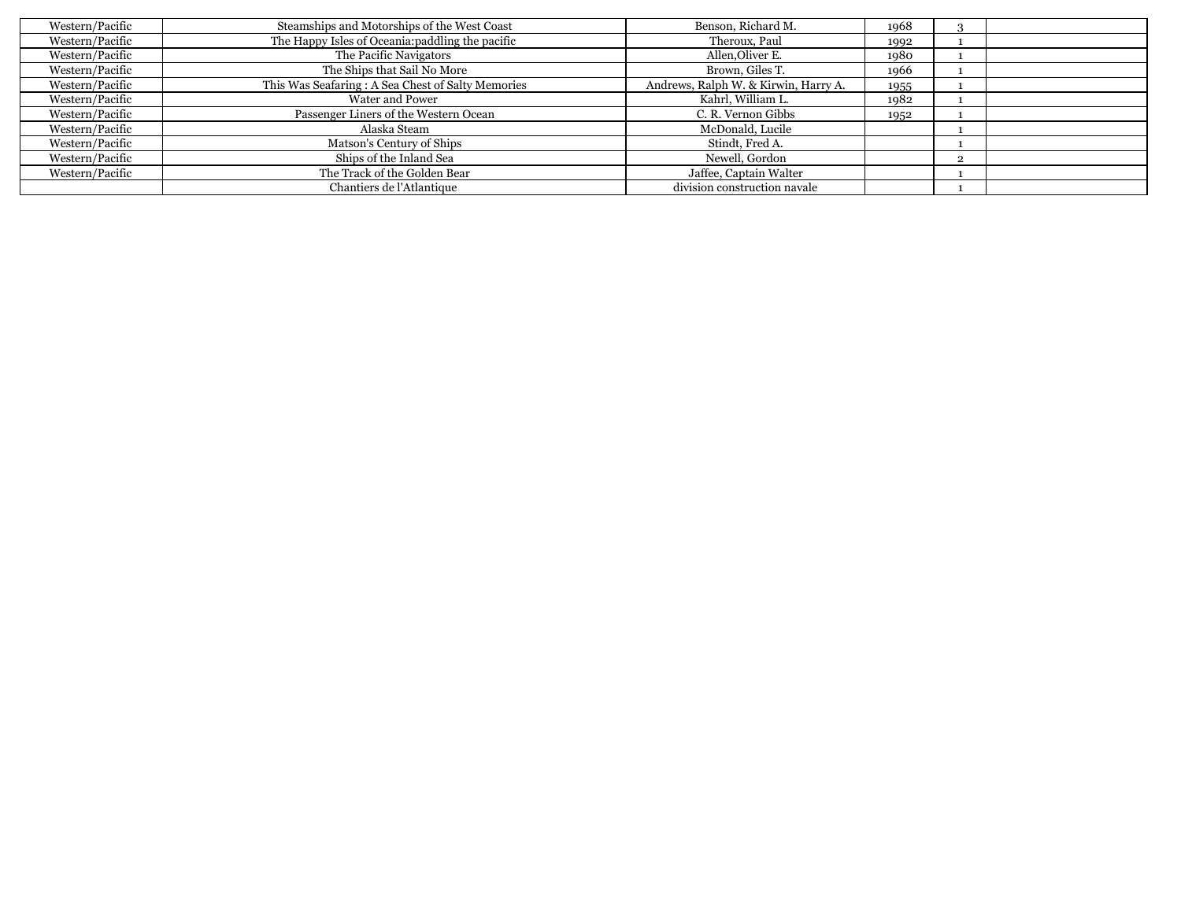| | | | | | |
|---|---|---|---|---|---|
| Western/Pacific | Steamships and Motorships of the West Coast | Benson, Richard M. | 1968 | 3 | |
| Western/Pacific | The Happy Isles of Oceania:paddling the pacific | Theroux, Paul | 1992 | 1 | |
| Western/Pacific | The Pacific Navigators | Allen,Oliver E. | 1980 | 1 | |
| Western/Pacific | The Ships that Sail No More | Brown, Giles T. | 1966 | 1 | |
| Western/Pacific | This Was Seafaring : A Sea Chest of Salty Memories | Andrews, Ralph W. & Kirwin, Harry A. | 1955 | 1 | |
| Western/Pacific | Water and Power | Kahrl, William L. | 1982 | 1 | |
| Western/Pacific | Passenger Liners of the Western Ocean | C. R. Vernon Gibbs | 1952 | 1 | |
| Western/Pacific | Alaska Steam | McDonald, Lucile | | 1 | |
| Western/Pacific | Matson's Century of Ships | Stindt, Fred A. | | 1 | |
| Western/Pacific | Ships of the Inland Sea | Newell, Gordon | | 2 | |
| Western/Pacific | The Track of the Golden Bear | Jaffee, Captain Walter | | 1 | |
| | Chantiers de l'Atlantique | division construction navale | | 1 | |